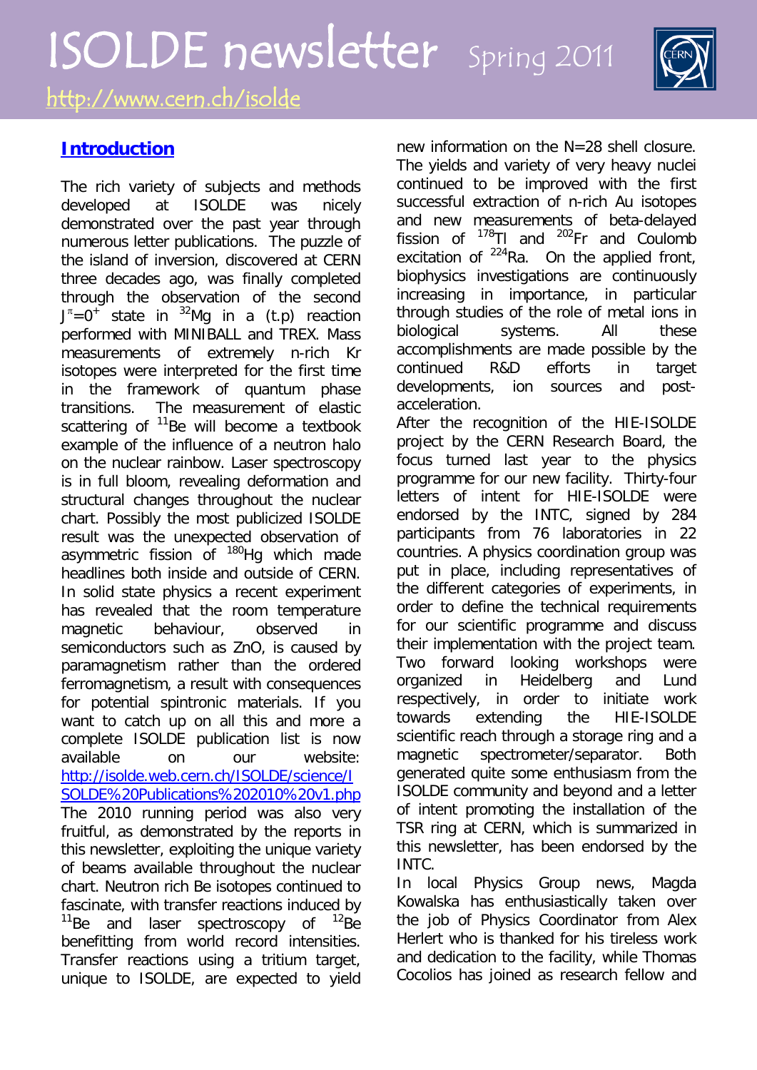# ISOLDE newsletter Spring 2011

http://www.cern.ch/isolde

## Introduction

The rich variety of subjects and methods developed at ISOLDE was nicely demonstrated over the past year through numerous letter publications. The puzzle of the island of inversion, discovered at CERN three decades ago, was finally completed through the observation of the second $J^{\pi}=0^{+}$ state in $^{32}$Mg in a (t.p) reaction performed with MINIBALL and TREX. Mass measurements of extremely n-rich Kr isotopes were interpreted for the first time in the framework of quantum phase transitions. The measurement of elastic scattering of $^{11}$Be will become a textbook example of the influence of a neutron halo on the nuclear rainbow. Laser spectroscopy is in full bloom, revealing deformation and structural changes throughout the nuclear chart. Possibly the most publicized ISOLDE result was the unexpected observation of asymmetric fission of $^{180}$Hg which made headlines both inside and outside of CERN. In solid state physics a recent experiment has revealed that the room temperature magnetic behaviour, observed in semiconductors such as ZnO, is caused by paramagnetism rather than the ordered ferromagnetism, a result with consequences for potential spintronic materials. If you want to catch up on all this and more a complete ISOLDE publication list is now available on our website: http://isolde.web.cern.ch/ISOLDE/science/ISOLDE%20Publications%202010%20v1.php

The 2010 running period was also very fruitful, as demonstrated by the reports in this newsletter, exploiting the unique variety of beams available throughout the nuclear chart. Neutron rich Be isotopes continued to fascinate, with transfer reactions induced by $^{11}$Be and laser spectroscopy of $^{12}$Be benefitting from world record intensities. Transfer reactions using a tritium target, unique to ISOLDE, are expected to yield new information on the N=28 shell closure. The yields and variety of very heavy nuclei continued to be improved with the first successful extraction of n-rich Au isotopes and new measurements of beta-delayed fission of $^{178}$Tl and $^{202}$Fr and Coulomb excitation of $^{224}$Ra. On the applied front, biophysics investigations are continuously increasing in importance, in particular through studies of the role of metal ions in biological systems. All these accomplishments are made possible by the continued R&D efforts in target developments, ion sources and post-acceleration.

After the recognition of the HIE-ISOLDE project by the CERN Research Board, the focus turned last year to the physics programme for our new facility. Thirty-four letters of intent for HIE-ISOLDE were endorsed by the INTC, signed by 284 participants from 76 laboratories in 22 countries. A physics coordination group was put in place, including representatives of the different categories of experiments, in order to define the technical requirements for our scientific programme and discuss their implementation with the project team. Two forward looking workshops were organized in Heidelberg and Lund respectively, in order to initiate work towards extending the HIE-ISOLDE scientific reach through a storage ring and a magnetic spectrometer/separator. Both generated quite some enthusiasm from the ISOLDE community and beyond and a letter of intent promoting the installation of the TSR ring at CERN, which is summarized in this newsletter, has been endorsed by the INTC.

In local Physics Group news, Magda Kowalska has enthusiastically taken over the job of Physics Coordinator from Alex Herlert who is thanked for his tireless work and dedication to the facility, while Thomas Cocolios has joined as research fellow and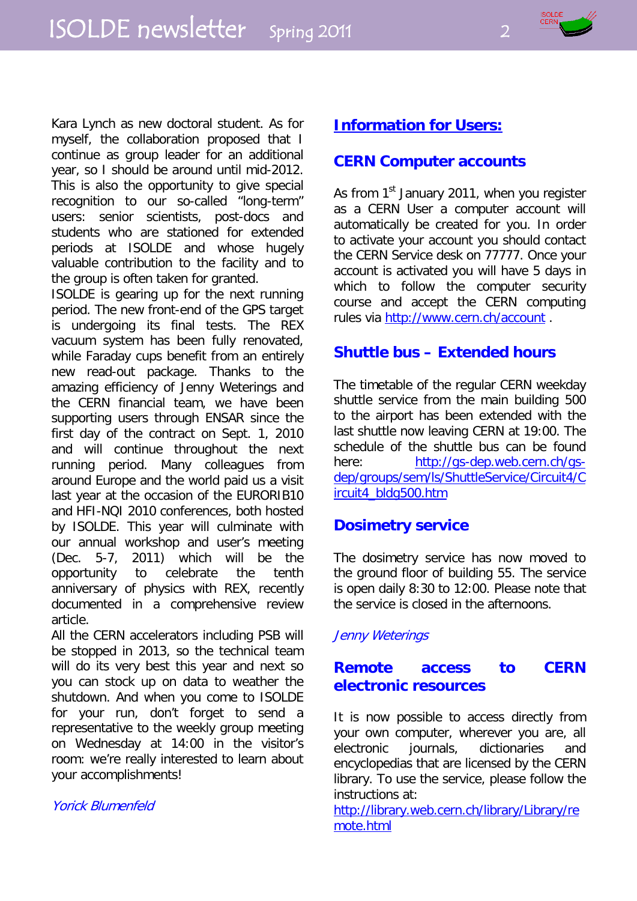Kara Lynch as new doctoral student. As for myself, the collaboration proposed that I continue as group leader for an additional year, so I should be around until mid-2012. This is also the opportunity to give special recognition to our so-called "long-term" users: senior scientists, post-docs and students who are stationed for extended periods at ISOLDE and whose hugely valuable contribution to the facility and to the group is often taken for granted.
ISOLDE is gearing up for the next running period. The new front-end of the GPS target is undergoing its final tests. The REX vacuum system has been fully renovated, while Faraday cups benefit from an entirely new read-out package. Thanks to the amazing efficiency of Jenny Weterings and the CERN financial team, we have been supporting users through ENSAR since the first day of the contract on Sept. 1, 2010 and will continue throughout the next running period. Many colleagues from around Europe and the world paid us a visit last year at the occasion of the EURORIB10 and HFI-NQI 2010 conferences, both hosted by ISOLDE. This year will culminate with our annual workshop and user's meeting (Dec. 5-7, 2011) which will be the opportunity to celebrate the tenth anniversary of physics with REX, recently documented in a comprehensive review article.
All the CERN accelerators including PSB will be stopped in 2013, so the technical team will do its very best this year and next so you can stock up on data to weather the shutdown. And when you come to ISOLDE for your run, don't forget to send a representative to the weekly group meeting on Wednesday at 14:00 in the visitor's room: we're really interested to learn about your accomplishments!

*Yorick Blumenfeld*

## Information for Users:

### CERN Computer accounts

As from 1st January 2011, when you register as a CERN User a computer account will automatically be created for you. In order to activate your account you should contact the CERN Service desk on 77777. Once your account is activated you will have 5 days in which to follow the computer security course and accept the CERN computing rules via http://www.cern.ch/account .

### Shuttle bus – Extended hours

The timetable of the regular CERN weekday shuttle service from the main building 500 to the airport has been extended with the last shuttle now leaving CERN at 19:00. The schedule of the shuttle bus can be found here: http://gs-dep.web.cern.ch/gs-dep/groups/sem/ls/ShuttleService/Circuit4/Circuit4_bldg500.htm

### Dosimetry service

The dosimetry service has now moved to the ground floor of building 55. The service is open daily 8:30 to 12:00. Please note that the service is closed in the afternoons.

*Jenny Weterings*

### Remote access to CERN electronic resources

It is now possible to access directly from your own computer, wherever you are, all electronic journals, dictionaries and encyclopedias that are licensed by the CERN library. To use the service, please follow the instructions at:
http://library.web.cern.ch/library/Library/remote.html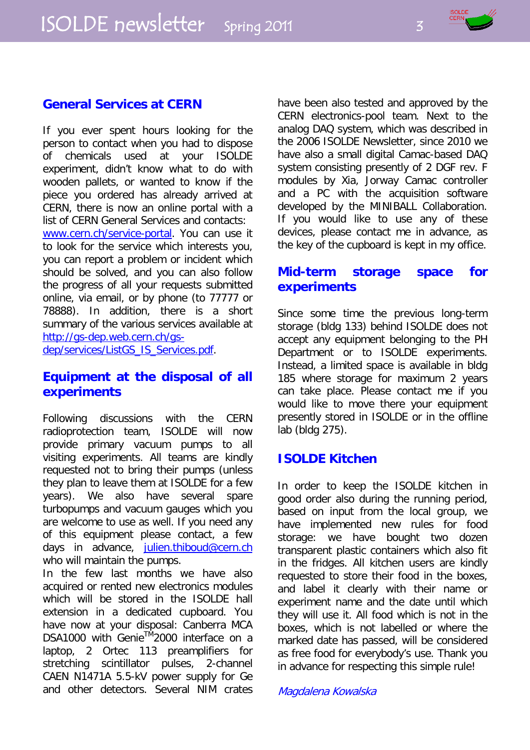## General Services at CERN

If you ever spent hours looking for the person to contact when you had to dispose of chemicals used at your ISOLDE experiment, didn't know what to do with wooden pallets, or wanted to know if the piece you ordered has already arrived at CERN, there is now an online portal with a list of CERN General Services and contacts: www.cern.ch/service-portal. You can use it to look for the service which interests you, you can report a problem or incident which should be solved, and you can also follow the progress of all your requests submitted online, via email, or by phone (to 77777 or 78888). In addition, there is a short summary of the various services available at http://gs-dep.web.cern.ch/gs-dep/services/ListGS_IS_Services.pdf.

## Equipment at the disposal of all experiments

Following discussions with the CERN radioprotection team, ISOLDE will now provide primary vacuum pumps to all visiting experiments. All teams are kindly requested not to bring their pumps (unless they plan to leave them at ISOLDE for a few years). We also have several spare turbopumps and vacuum gauges which you are welcome to use as well. If you need any of this equipment please contact, a few days in advance, julien.thiboud@cern.ch who will maintain the pumps.

In the few last months we have also acquired or rented new electronics modules which will be stored in the ISOLDE hall extension in a dedicated cupboard. You have now at your disposal: Canberra MCA DSA1000 with Genie™2000 interface on a laptop, 2 Ortec 113 preamplifiers for stretching scintillator pulses, 2-channel CAEN N1471A 5.5-kV power supply for Ge and other detectors. Several NIM crates have been also tested and approved by the CERN electronics-pool team. Next to the analog DAQ system, which was described in the 2006 ISOLDE Newsletter, since 2010 we have also a small digital Camac-based DAQ system consisting presently of 2 DGF rev. F modules by Xia, Jorway Camac controller and a PC with the acquisition software developed by the MINIBALL Collaboration. If you would like to use any of these devices, please contact me in advance, as the key of the cupboard is kept in my office.

## Mid-term storage space for experiments

Since some time the previous long-term storage (bldg 133) behind ISOLDE does not accept any equipment belonging to the PH Department or to ISOLDE experiments. Instead, a limited space is available in bldg 185 where storage for maximum 2 years can take place. Please contact me if you would like to move there your equipment presently stored in ISOLDE or in the offline lab (bldg 275).

## ISOLDE Kitchen

In order to keep the ISOLDE kitchen in good order also during the running period, based on input from the local group, we have implemented new rules for food storage: we have bought two dozen transparent plastic containers which also fit in the fridges. All kitchen users are kindly requested to store their food in the boxes, and label it clearly with their name or experiment name and the date until which they will use it. All food which is not in the boxes, which is not labelled or where the marked date has passed, will be considered as free food for everybody's use. Thank you in advance for respecting this simple rule!

*Magdalena Kowalska*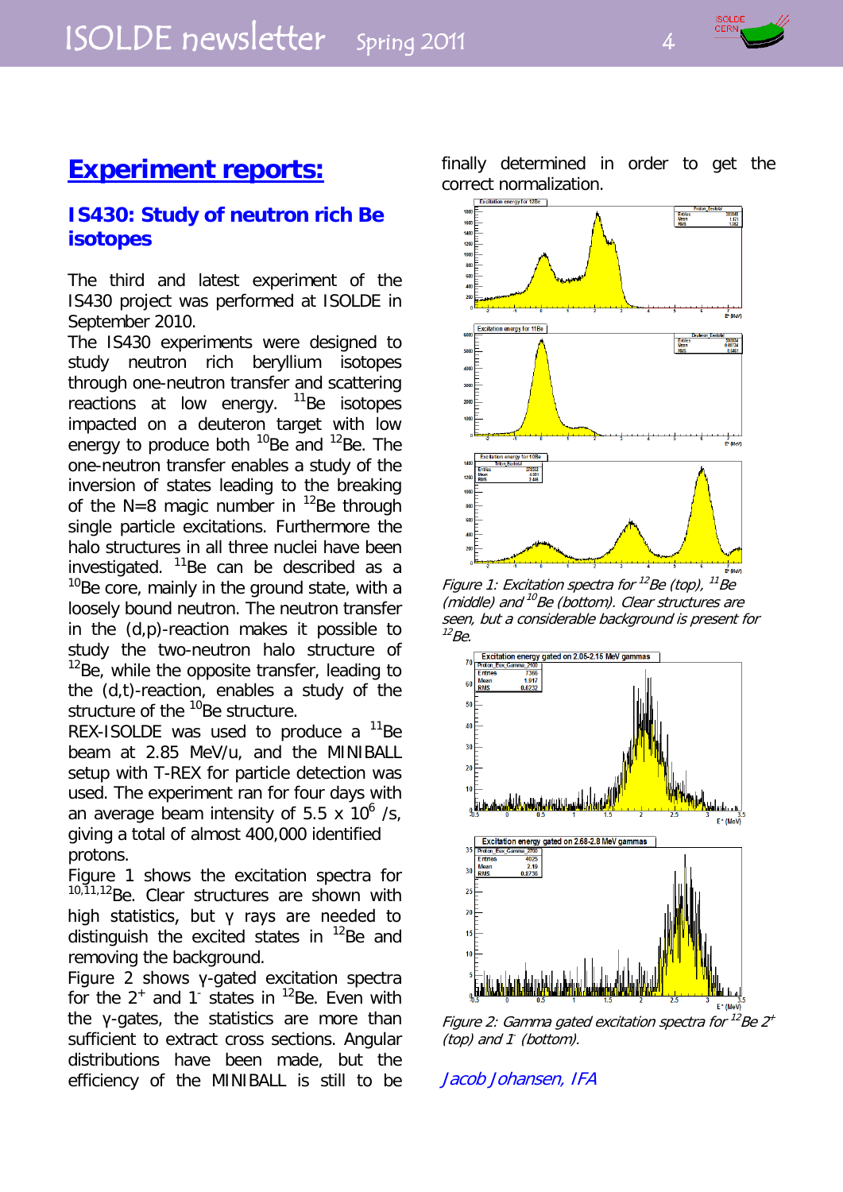# Experiment reports:

## IS430: Study of neutron rich Be isotopes

The third and latest experiment of the IS430 project was performed at ISOLDE in September 2010.

The IS430 experiments were designed to study neutron rich beryllium isotopes through one-neutron transfer and scattering reactions at low energy. $^{11}$Be isotopes impacted on a deuteron target with low energy to produce both $^{10}$Be and $^{12}$Be. The one-neutron transfer enables a study of the inversion of states leading to the breaking of the N=8 magic number in $^{12}$Be through single particle excitations. Furthermore the halo structures in all three nuclei have been investigated. $^{11}$Be can be described as a $^{10}$Be core, mainly in the ground state, with a loosely bound neutron. The neutron transfer in the (d,p)-reaction makes it possible to study the two-neutron halo structure of $^{12}$Be, while the opposite transfer, leading to the (d,t)-reaction, enables a study of the structure of the $^{10}$Be structure.

REX-ISOLDE was used to produce a $^{11}$Be beam at 2.85 MeV/u, and the MINIBALL setup with T-REX for particle detection was used. The experiment ran for four days with an average beam intensity of 5.5 x $10^6$ /s, giving a total of almost 400,000 identified protons.

Figure 1 shows the excitation spectra for $^{10,11,12}$Be. Clear structures are shown with high statistics, but γ rays are needed to distinguish the excited states in $^{12}$Be and removing the background.

Figure 2 shows γ-gated excitation spectra for the $2^+$ and $1^-$ states in $^{12}$Be. Even with the γ-gates, the statistics are more than sufficient to extract cross sections. Angular distributions have been made, but the efficiency of the MINIBALL is still to be finally determined in order to get the correct normalization.

*Figure 1: Excitation spectra for $^{12}$Be (top), $^{11}$Be (middle) and $^{10}$Be (bottom). Clear structures are seen, but a considerable background is present for $^{12}$Be.*

*Figure 2: Gamma gated excitation spectra for $^{12}$Be $2^+$ (top) and $1^-$ (bottom).*

*Jacob Johansen, IFA*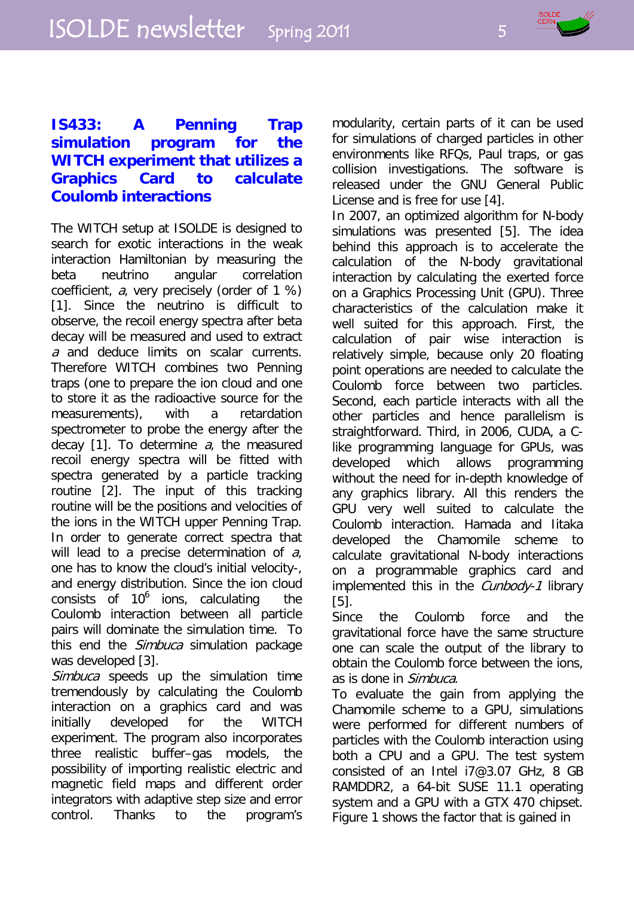## IS433: A Penning Trap simulation program for the WITCH experiment that utilizes a Graphics Card to calculate Coulomb interactions

The WITCH setup at ISOLDE is designed to search for exotic interactions in the weak interaction Hamiltonian by measuring the beta neutrino angular correlation coefficient, *a*, very precisely (order of 1 %) [1]. Since the neutrino is difficult to observe, the recoil energy spectra after beta decay will be measured and used to extract *a* and deduce limits on scalar currents. Therefore WITCH combines two Penning traps (one to prepare the ion cloud and one to store it as the radioactive source for the measurements), with a retardation spectrometer to probe the energy after the decay [1]. To determine *a*, the measured recoil energy spectra will be fitted with spectra generated by a particle tracking routine [2]. The input of this tracking routine will be the positions and velocities of the ions in the WITCH upper Penning Trap. In order to generate correct spectra that will lead to a precise determination of *a*, one has to know the cloud's initial velocity-, and energy distribution. Since the ion cloud consists of $10^6$ ions, calculating the Coulomb interaction between all particle pairs will dominate the simulation time. To this end the *Simbuca* simulation package was developed [3].

*Simbuca* speeds up the simulation time tremendously by calculating the Coulomb interaction on a graphics card and was initially developed for the WITCH experiment. The program also incorporates three realistic buffer–gas models, the possibility of importing realistic electric and magnetic field maps and different order integrators with adaptive step size and error control. Thanks to the program's modularity, certain parts of it can be used for simulations of charged particles in other environments like RFQs, Paul traps, or gas collision investigations. The software is released under the GNU General Public License and is free for use [4].

In 2007, an optimized algorithm for N-body simulations was presented [5]. The idea behind this approach is to accelerate the calculation of the N-body gravitational interaction by calculating the exerted force on a Graphics Processing Unit (GPU). Three characteristics of the calculation make it well suited for this approach. First, the calculation of pair wise interaction is relatively simple, because only 20 floating point operations are needed to calculate the Coulomb force between two particles. Second, each particle interacts with all the other particles and hence parallelism is straightforward. Third, in 2006, CUDA, a C-like programming language for GPUs, was developed which allows programming without the need for in-depth knowledge of any graphics library. All this renders the GPU very well suited to calculate the Coulomb interaction. Hamada and Iitaka developed the Chamomile scheme to calculate gravitational N-body interactions on a programmable graphics card and implemented this in the *Cunbody-1* library [5].

Since the Coulomb force and the gravitational force have the same structure one can scale the output of the library to obtain the Coulomb force between the ions, as is done in *Simbuca*.

To evaluate the gain from applying the Chamomile scheme to a GPU, simulations were performed for different numbers of particles with the Coulomb interaction using both a CPU and a GPU. The test system consisted of an Intel i7@3.07 GHz, 8 GB RAMDDR2, a 64-bit SUSE 11.1 operating system and a GPU with a GTX 470 chipset. Figure 1 shows the factor that is gained in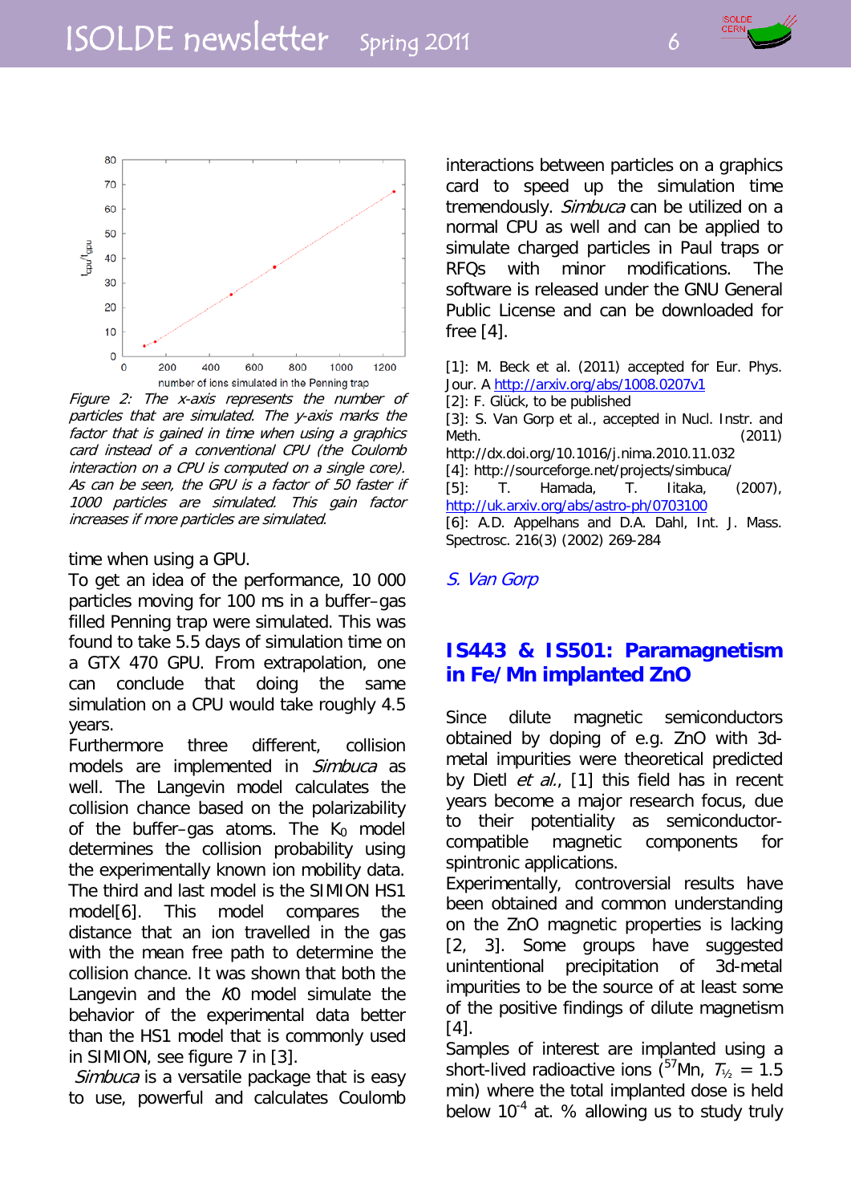*Figure 2: The x-axis represents the number of particles that are simulated. The y-axis marks the factor that is gained in time when using a graphics card instead of a conventional CPU (the Coulomb interaction on a CPU is computed on a single core). As can be seen, the GPU is a factor of 50 faster if 1000 particles are simulated. This gain factor increases if more particles are simulated.*

time when using a GPU.

To get an idea of the performance, 10 000 particles moving for 100 ms in a buffer–gas filled Penning trap were simulated. This was found to take 5.5 days of simulation time on a GTX 470 GPU. From extrapolation, one can conclude that doing the same simulation on a CPU would take roughly 4.5 years.

Furthermore three different, collision models are implemented in *Simbuca* as well. The Langevin model calculates the collision chance based on the polarizability of the buffer–gas atoms. The $K_0$ model determines the collision probability using the experimentally known ion mobility data. The third and last model is the SIMION HS1 model[6]. This model compares the distance that an ion travelled in the gas with the mean free path to determine the collision chance. It was shown that both the Langevin and the *K*0 model simulate the behavior of the experimental data better than the HS1 model that is commonly used in SIMION, see figure 7 in [3].

*Simbuca* is a versatile package that is easy to use, powerful and calculates Coulomb interactions between particles on a graphics card to speed up the simulation time tremendously. *Simbuca* can be utilized on a normal CPU as well and can be applied to simulate charged particles in Paul traps or RFQs with minor modifications. The software is released under the GNU General Public License and can be downloaded for free [4].

[1]: M. Beck et al. (2011) accepted for Eur. Phys. Jour. A http://arxiv.org/abs/1008.0207v1
[2]: F. Glück, to be published
[3]: S. Van Gorp et al., accepted in Nucl. Instr. and Meth. (2011) http://dx.doi.org/10.1016/j.nima.2010.11.032
[4]: http://sourceforge.net/projects/simbuca/
[5]: T. Hamada, T. Iitaka, (2007), http://uk.arxiv.org/abs/astro-ph/0703100
[6]: A.D. Appelhans and D.A. Dahl, Int. J. Mass. Spectrosc. 216(3) (2002) 269-284

*S. Van Gorp*

## IS443 & IS501: Paramagnetism in Fe/Mn implanted ZnO

Since dilute magnetic semiconductors obtained by doping of e.g. ZnO with 3d-metal impurities were theoretical predicted by Dietl *et al.*, [1] this field has in recent years become a major research focus, due to their potentiality as semiconductor-compatible magnetic components for spintronic applications.

Experimentally, controversial results have been obtained and common understanding on the ZnO magnetic properties is lacking [2, 3]. Some groups have suggested unintentional precipitation of 3d-metal impurities to be the source of at least some of the positive findings of dilute magnetism [4].

Samples of interest are implanted using a short-lived radioactive ions ($^{57}$Mn, $T_{½}$ = 1.5 min) where the total implanted dose is held below $10^{-4}$ at. % allowing us to study truly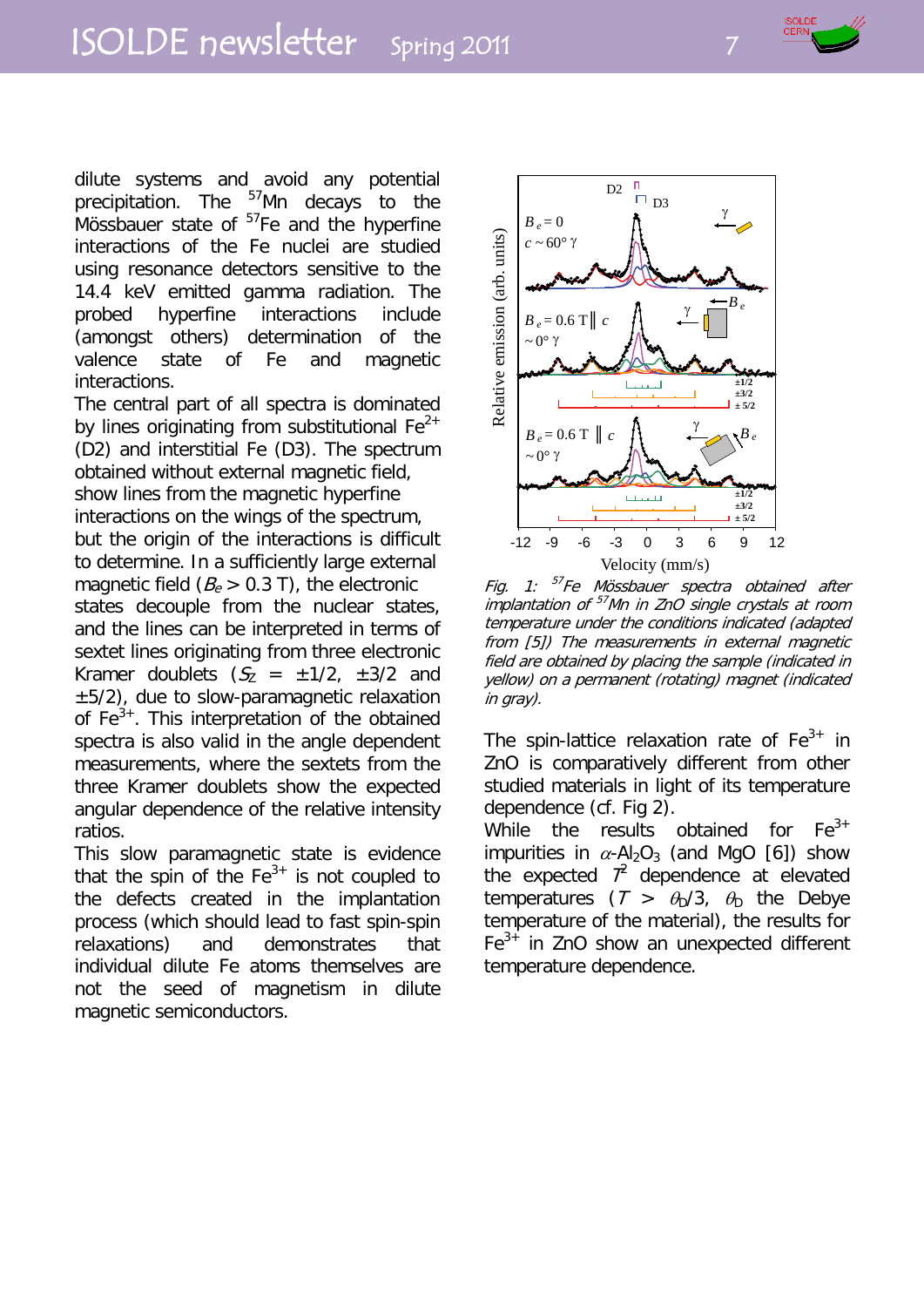dilute systems and avoid any potential precipitation. The $^{57}Mn$ decays to the Mössbauer state of $^{57}Fe$ and the hyperfine interactions of the Fe nuclei are studied using resonance detectors sensitive to the 14.4 keV emitted gamma radiation. The probed hyperfine interactions include (amongst others) determination of the valence state of Fe and magnetic interactions.

The central part of all spectra is dominated by lines originating from substitutional $Fe^{2+}$ (D2) and interstitial Fe (D3). The spectrum obtained without external magnetic field, show lines from the magnetic hyperfine interactions on the wings of the spectrum, but the origin of the interactions is difficult to determine. In a sufficiently large external magnetic field ($B_e > 0.3$ T), the electronic states decouple from the nuclear states, and the lines can be interpreted in terms of sextet lines originating from three electronic Kramer doublets ($S_Z = \pm 1/2$, $\pm 3/2$ and $\pm 5/2$), due to slow-paramagnetic relaxation of $Fe^{3+}$. This interpretation of the obtained spectra is also valid in the angle dependent measurements, where the sextets from the three Kramer doublets show the expected angular dependence of the relative intensity ratios.

This slow paramagnetic state is evidence that the spin of the $Fe^{3+}$ is not coupled to the defects created in the implantation process (which should lead to fast spin-spin relaxations) and demonstrates that individual dilute Fe atoms themselves are not the seed of magnetism in dilute magnetic semiconductors.

*Fig. 1: $^{57}Fe$ Mössbauer spectra obtained after implantation of $^{57}Mn$ in ZnO single crystals at room temperature under the conditions indicated (adapted from [5]) The measurements in external magnetic field are obtained by placing the sample (indicated in yellow) on a permanent (rotating) magnet (indicated in gray).*

The spin-lattice relaxation rate of $Fe^{3+}$ in ZnO is comparatively different from other studied materials in light of its temperature dependence (cf. Fig 2).

While the results obtained for $Fe^{3+}$ impurities in $\alpha$-$Al_2O_3$ (and MgO [6]) show the expected $T^2$ dependence at elevated temperatures ($T > \theta_D/3$, $\theta_D$ the Debye temperature of the material), the results for $Fe^{3+}$ in ZnO show an unexpected different temperature dependence.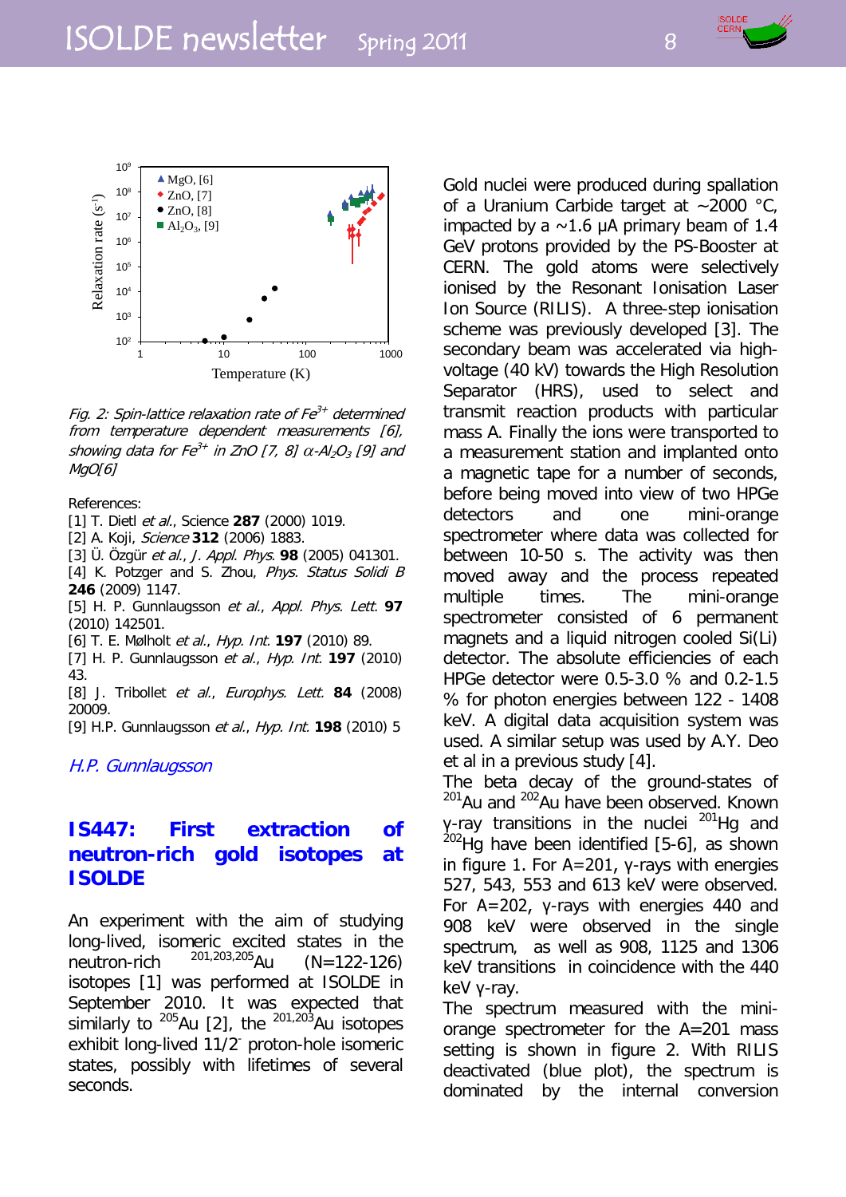Fig. 2: Spin-lattice relaxation rate of $Fe^{3+}$ determined from temperature dependent measurements [6], showing data for $Fe^{3+}$ in ZnO [7, 8] $\alpha$-$Al_2O_3$ [9] and MgO[6]

References:

[1] T. Dietl *et al.*, Science **287** (2000) 1019.
[2] A. Koji, *Science* **312** (2006) 1883.
[3] Ü. Özgür *et al.*, *J. Appl. Phys.* **98** (2005) 041301.
[4] K. Potzger and S. Zhou, *Phys. Status Solidi B* **246** (2009) 1147.
[5] H. P. Gunnlaugsson *et al.*, *Appl. Phys. Lett.* **97** (2010) 142501.
[6] T. E. Mølholt *et al.*, *Hyp. Int.* **197** (2010) 89.
[7] H. P. Gunnlaugsson *et al.*, *Hyp. Int.* **197** (2010) 43.
[8] J. Tribollet *et al.*, *Europhys. Lett.* **84** (2008) 20009.
[9] H.P. Gunnlaugsson *et al.*, *Hyp. Int.* **198** (2010) 5

*H.P. Gunnlaugsson*

## IS447: First extraction of neutron-rich gold isotopes at ISOLDE

An experiment with the aim of studying long-lived, isomeric excited states in the neutron-rich $^{201,203,205}$Au (N=122-126) isotopes [1] was performed at ISOLDE in September 2010. It was expected that similarly to $^{205}$Au [2], the $^{201,203}$Au isotopes exhibit long-lived $11/2^-$ proton-hole isomeric states, possibly with lifetimes of several seconds.

Gold nuclei were produced during spallation of a Uranium Carbide target at ~2000 °C, impacted by a ~1.6 μA primary beam of 1.4 GeV protons provided by the PS-Booster at CERN. The gold atoms were selectively ionised by the Resonant Ionisation Laser Ion Source (RILIS). A three-step ionisation scheme was previously developed [3]. The secondary beam was accelerated via high-voltage (40 kV) towards the High Resolution Separator (HRS), used to select and transmit reaction products with particular mass A. Finally the ions were transported to a measurement station and implanted onto a magnetic tape for a number of seconds, before being moved into view of two HPGe detectors and one mini-orange spectrometer where data was collected for between 10-50 s. The activity was then moved away and the process repeated multiple times. The mini-orange spectrometer consisted of 6 permanent magnets and a liquid nitrogen cooled Si(Li) detector. The absolute efficiencies of each HPGe detector were 0.5-3.0 % and 0.2-1.5 % for photon energies between 122 - 1408 keV. A digital data acquisition system was used. A similar setup was used by A.Y. Deo et al in a previous study [4].

The beta decay of the ground-states of $^{201}$Au and $^{202}$Au have been observed. Known γ-ray transitions in the nuclei $^{201}$Hg and $^{202}$Hg have been identified [5-6], as shown in figure 1. For A=201, γ-rays with energies 527, 543, 553 and 613 keV were observed. For A=202, γ-rays with energies 440 and 908 keV were observed in the single spectrum, as well as 908, 1125 and 1306 keV transitions in coincidence with the 440 keV γ-ray.

The spectrum measured with the mini-orange spectrometer for the A=201 mass setting is shown in figure 2. With RILIS deactivated (blue plot), the spectrum is dominated by the internal conversion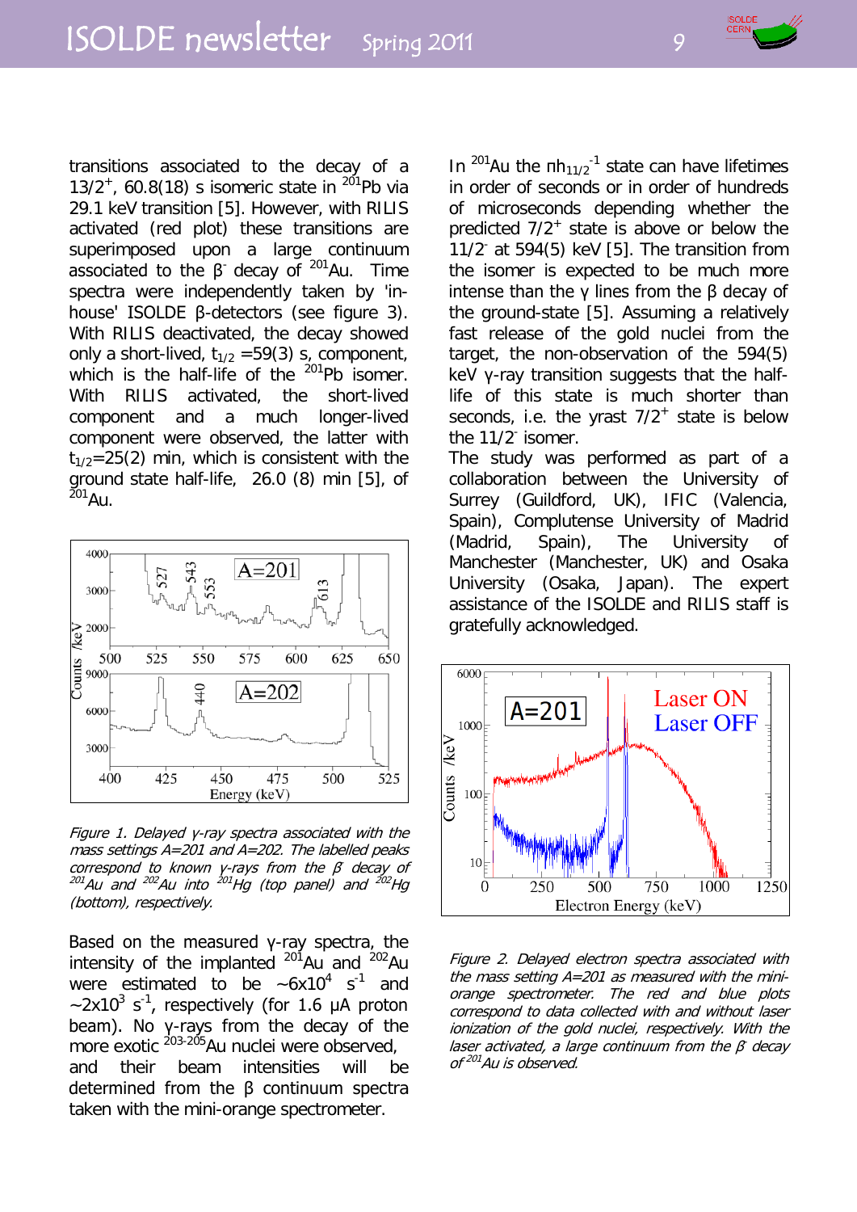transitions associated to the decay of a $13/2^+$, 60.8(18) s isomeric state in $^{201}$Pb via 29.1 keV transition [5]. However, with RILIS activated (red plot) these transitions are superimposed upon a large continuum associated to the $\beta^-$ decay of $^{201}$Au. Time spectra were independently taken by 'in-house' ISOLDE β-detectors (see figure 3). With RILIS deactivated, the decay showed only a short-lived, $t_{1/2}$ =59(3) s, component, which is the half-life of the $^{201}$Pb isomer. With RILIS activated, the short-lived component and a much longer-lived component were observed, the latter with $t_{1/2}$=25(2) min, which is consistent with the ground state half-life, 26.0 (8) min [5], of $^{201}$Au.

*Figure 1. Delayed γ-ray spectra associated with the mass settings A=201 and A=202. The labelled peaks correspond to known γ-rays from the β decay of $^{201}$Au and $^{202}$Au into $^{201}$Hg (top panel) and $^{202}$Hg (bottom), respectively.*

Based on the measured γ-ray spectra, the intensity of the implanted $^{201}$Au and $^{202}$Au were estimated to be ~$6\times10^4$ $s^{-1}$ and ~$2\times10^3$ $s^{-1}$, respectively (for 1.6 μA proton beam). No γ-rays from the decay of the more exotic $^{203-205}$Au nuclei were observed, and their beam intensities will be determined from the β continuum spectra taken with the mini-orange spectrometer.

In $^{201}$Au the $\pi h_{11/2}^{-1}$ state can have lifetimes in order of seconds or in order of hundreds of microseconds depending whether the predicted $7/2^+$ state is above or below the $11/2^-$ at 594(5) keV [5]. The transition from the isomer is expected to be much more intense than the γ lines from the β decay of the ground-state [5]. Assuming a relatively fast release of the gold nuclei from the target, the non-observation of the 594(5) keV γ-ray transition suggests that the half-life of this state is much shorter than seconds, i.e. the yrast $7/2^+$ state is below the $11/2^-$ isomer.

The study was performed as part of a collaboration between the University of Surrey (Guildford, UK), IFIC (Valencia, Spain), Complutense University of Madrid (Madrid, Spain), The University of Manchester (Manchester, UK) and Osaka University (Osaka, Japan). The expert assistance of the ISOLDE and RILIS staff is gratefully acknowledged.

*Figure 2. Delayed electron spectra associated with the mass setting A=201 as measured with the mini-orange spectrometer. The red and blue plots correspond to data collected with and without laser ionization of the gold nuclei, respectively. With the laser activated, a large continuum from the $\beta^-$ decay of $^{201}$Au is observed.*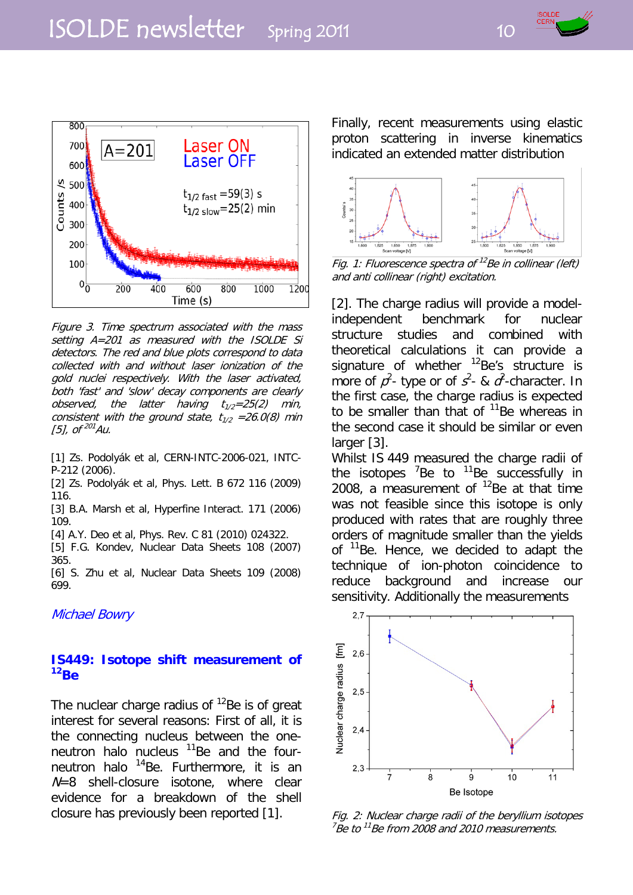Figure 3. Time spectrum associated with the mass setting A=201 as measured with the ISOLDE Si detectors. The red and blue plots correspond to data collected with and without laser ionization of the gold nuclei respectively. With the laser activated, both 'fast' and 'slow' decay components are clearly observed, the latter having $t_{1/2}$=25(2) min, consistent with the ground state, $t_{1/2}$ =26.0(8) min [5], of $^{201}$Au.

[1] Zs. Podolyák et al, CERN-INTC-2006-021, INTC-P-212 (2006).
[2] Zs. Podolyák et al, Phys. Lett. B 672 116 (2009) 116.
[3] B.A. Marsh et al, Hyperfine Interact. 171 (2006) 109.
[4] A.Y. Deo et al, Phys. Rev. C 81 (2010) 024322.
[5] F.G. Kondev, Nuclear Data Sheets 108 (2007) 365.
[6] S. Zhu et al, Nuclear Data Sheets 109 (2008) 699.

*Michael Bowry*

## IS449: Isotope shift measurement of $^{12}$Be

The nuclear charge radius of $^{12}$Be is of great interest for several reasons: First of all, it is the connecting nucleus between the one-neutron halo nucleus $^{11}$Be and the four-neutron halo $^{14}$Be. Furthermore, it is an $N$=8 shell-closure isotone, where clear evidence for a breakdown of the shell closure has previously been reported [1]. Finally, recent measurements using elastic proton scattering in inverse kinematics indicated an extended matter distribution

*Fig. 1: Fluorescence spectra of $^{12}$Be in collinear (left) and anti collinear (right) excitation.*

[2]. The charge radius will provide a model-independent benchmark for nuclear structure studies and combined with theoretical calculations it can provide a signature of whether $^{12}$Be's structure is more of $p^2$- type or of $s^2$- & $d^2$-character. In the first case, the charge radius is expected to be smaller than that of $^{11}$Be whereas in the second case it should be similar or even larger [3].
Whilst IS 449 measured the charge radii of the isotopes $^{7}$Be to $^{11}$Be successfully in 2008, a measurement of $^{12}$Be at that time was not feasible since this isotope is only produced with rates that are roughly three orders of magnitude smaller than the yields of $^{11}$Be. Hence, we decided to adapt the technique of ion-photon coincidence to reduce background and increase our sensitivity. Additionally the measurements

*Fig. 2: Nuclear charge radii of the beryllium isotopes $^{7}$Be to $^{11}$Be from 2008 and 2010 measurements.*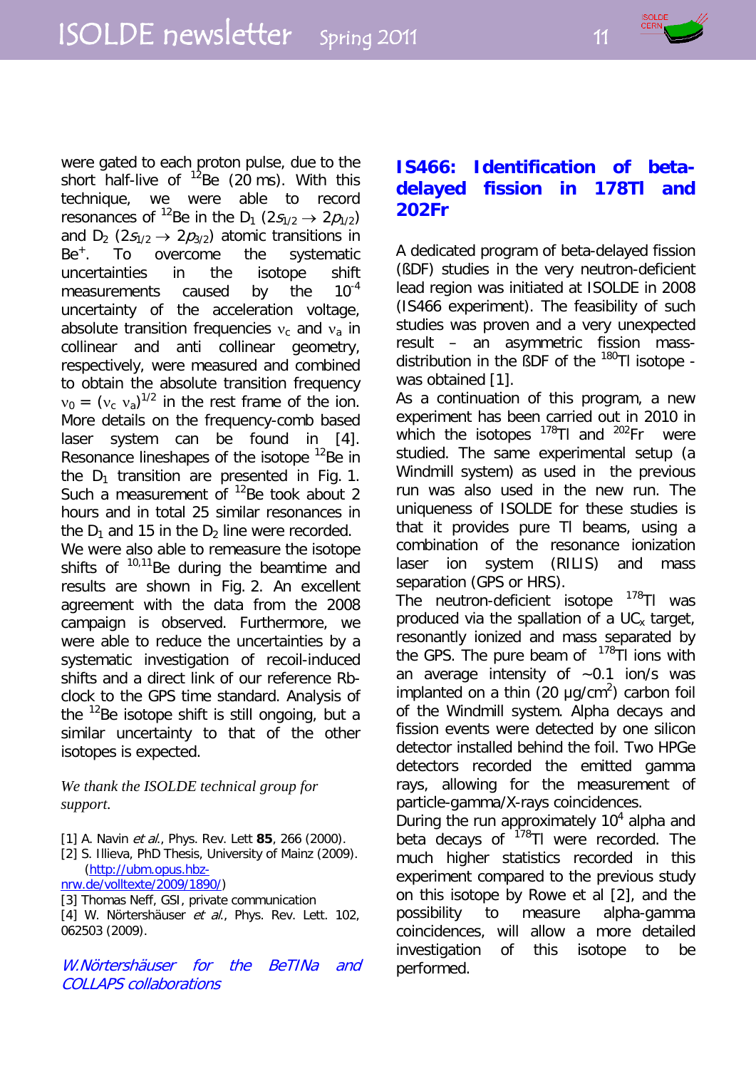were gated to each proton pulse, due to the short half-live of $^{12}$Be (20 ms). With this technique, we were able to record resonances of $^{12}$Be in the $D_1$ ($2s_{1/2} \rightarrow 2p_{1/2}$) and $D_2$ ($2s_{1/2} \rightarrow 2p_{3/2}$) atomic transitions in $Be^+$. To overcome the systematic uncertainties in the isotope shift measurements caused by the $10^{-4}$ uncertainty of the acceleration voltage, absolute transition frequencies $\nu_c$ and $\nu_a$ in collinear and anti collinear geometry, respectively, were measured and combined to obtain the absolute transition frequency $\nu_0 = (\nu_c \ \nu_a)^{1/2}$ in the rest frame of the ion. More details on the frequency-comb based laser system can be found in [4]. Resonance lineshapes of the isotope $^{12}$Be in the $D_1$ transition are presented in Fig. 1. Such a measurement of $^{12}$Be took about 2 hours and in total 25 similar resonances in the $D_1$ and 15 in the $D_2$ line were recorded.
We were also able to remeasure the isotope shifts of $^{10,11}$Be during the beamtime and results are shown in Fig. 2. An excellent agreement with the data from the 2008 campaign is observed. Furthermore, we were able to reduce the uncertainties by a systematic investigation of recoil-induced shifts and a direct link of our reference Rb-clock to the GPS time standard. Analysis of the $^{12}$Be isotope shift is still ongoing, but a similar uncertainty to that of the other isotopes is expected.

*We thank the ISOLDE technical group for support.*

[1] A. Navin *et al.*, Phys. Rev. Lett **85**, 266 (2000).
[2] S. Illieva, PhD Thesis, University of Mainz (2009). (http://ubm.opus.hbz-nrw.de/volltexte/2009/1890/)
[3] Thomas Neff, GSI, private communication
[4] W. Nörtershäuser *et al.*, Phys. Rev. Lett. 102, 062503 (2009).

*W.Nörtershäuser for the BeTINa and COLLAPS collaborations*

## IS466: Identification of beta-delayed fission in 178Tl and 202Fr

A dedicated program of beta-delayed fission (ßDF) studies in the very neutron-deficient lead region was initiated at ISOLDE in 2008 (IS466 experiment). The feasibility of such studies was proven and a very unexpected result – an asymmetric fission mass-distribution in the ßDF of the $^{180}$Tl isotope - was obtained [1].
As a continuation of this program, a new experiment has been carried out in 2010 in which the isotopes $^{178}$Tl and $^{202}$Fr were studied. The same experimental setup (a Windmill system) as used in the previous run was also used in the new run. The uniqueness of ISOLDE for these studies is that it provides pure Tl beams, using a combination of the resonance ionization laser ion system (RILIS) and mass separation (GPS or HRS).
The neutron-deficient isotope $^{178}$Tl was produced via the spallation of a $UC_x$ target, resonantly ionized and mass separated by the GPS. The pure beam of $^{178}$Tl ions with an average intensity of ~0.1 ion/s was implanted on a thin (20 μg/cm$^2$) carbon foil of the Windmill system. Alpha decays and fission events were detected by one silicon detector installed behind the foil. Two HPGe detectors recorded the emitted gamma rays, allowing for the measurement of particle-gamma/X-rays coincidences.
During the run approximately $10^4$ alpha and beta decays of $^{178}$Tl were recorded. The much higher statistics recorded in this experiment compared to the previous study on this isotope by Rowe et al [2], and the possibility to measure alpha-gamma coincidences, will allow a more detailed investigation of this isotope to be performed.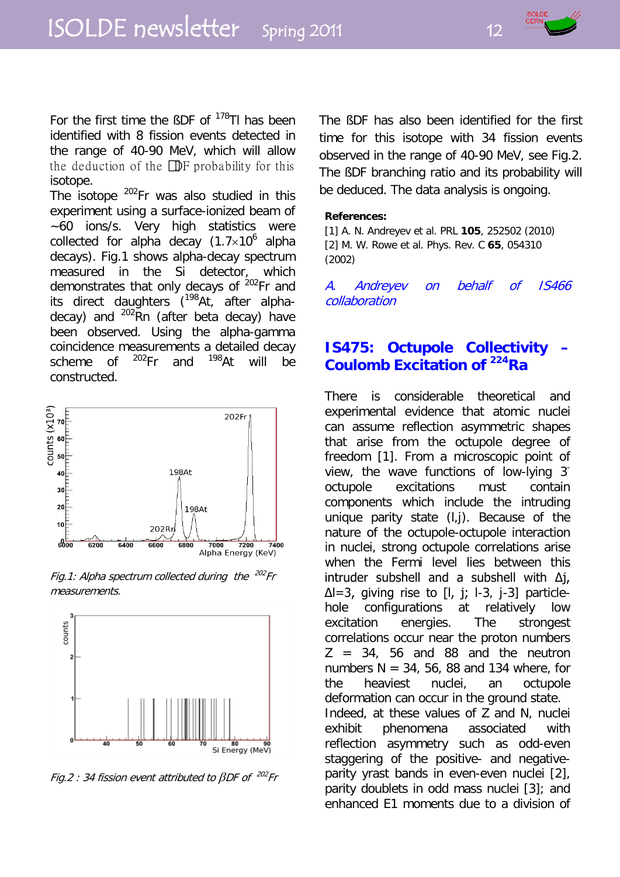For the first time the ßDF of $^{178}$Tl has been identified with 8 fission events detected in the range of 40-90 MeV, which will allow the deduction of the ßDF probability for this isotope.

The isotope $^{202}$Fr was also studied in this experiment using a surface-ionized beam of ~60 ions/s. Very high statistics were collected for alpha decay ($1.7 \times 10^6$ alpha decays). Fig.1 shows alpha-decay spectrum measured in the Si detector, which demonstrates that only decays of $^{202}$Fr and its direct daughters ($^{198}$At, after alpha-decay) and $^{202}$Rn (after beta decay) have been observed. Using the alpha-gamma coincidence measurements a detailed decay scheme of $^{202}$Fr and $^{198}$At will be constructed.

*Fig.1: Alpha spectrum collected during the $^{202}$Fr measurements.*

*Fig.2 : 34 fission event attributed to βDF of $^{202}$Fr*

The ßDF has also been identified for the first time for this isotope with 34 fission events observed in the range of 40-90 MeV, see Fig.2. The ßDF branching ratio and its probability will be deduced. The data analysis is ongoing.

**References:**

[1] A. N. Andreyev et al. PRL **105**, 252502 (2010)
[2] M. W. Rowe et al. Phys. Rev. C **65**, 054310 (2002)

*A. Andreyev on behalf of IS466 collaboration*

## IS475: Octupole Collectivity – Coulomb Excitation of $^{224}$Ra

There is considerable theoretical and experimental evidence that atomic nuclei can assume reflection asymmetric shapes that arise from the octupole degree of freedom [1]. From a microscopic point of view, the wave functions of low-lying $3^-$ octupole excitations must contain components which include the intruding unique parity state (l,j). Because of the nature of the octupole-octupole interaction in nuclei, strong octupole correlations arise when the Fermi level lies between this intruder subshell and a subshell with Δj, Δl=3, giving rise to [l, j; l-3, j-3] particle-hole configurations at relatively low excitation energies. The strongest correlations occur near the proton numbers Z = 34, 56 and 88 and the neutron numbers N = 34, 56, 88 and 134 where, for the heaviest nuclei, an octupole deformation can occur in the ground state. Indeed, at these values of Z and N, nuclei exhibit phenomena associated with reflection asymmetry such as odd-even staggering of the positive- and negative-parity yrast bands in even-even nuclei [2], parity doublets in odd mass nuclei [3]; and enhanced E1 moments due to a division of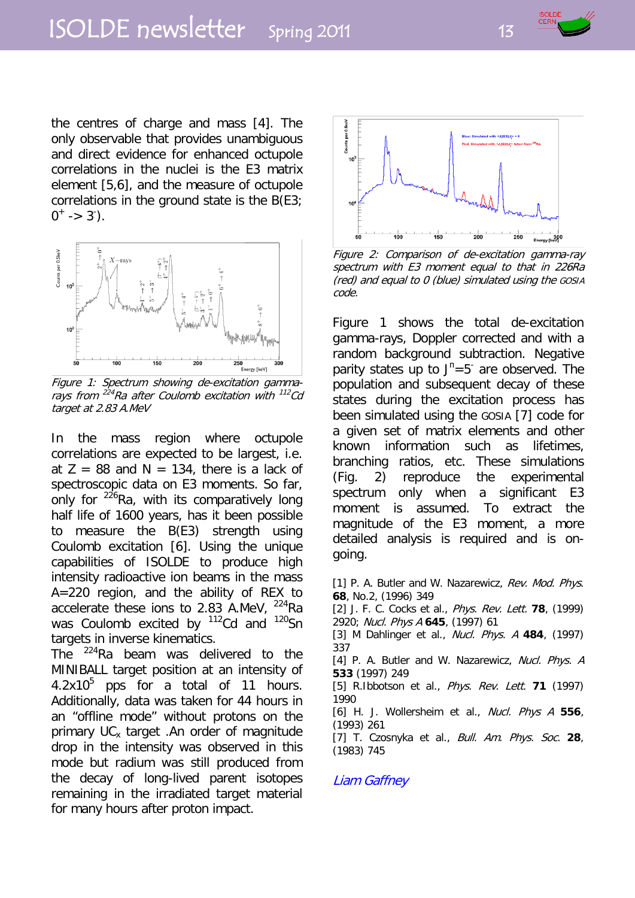the centres of charge and mass [4]. The only observable that provides unambiguous and direct evidence for enhanced octupole correlations in the nuclei is the E3 matrix element [5,6], and the measure of octupole correlations in the ground state is the B(E3; $0^+ \rightarrow 3^-$).

*Figure 1: Spectrum showing de-excitation gamma-rays from $^{224}$Ra after Coulomb excitation with $^{112}$Cd target at 2.83 A.MeV*

In the mass region where octupole correlations are expected to be largest, i.e. at Z = 88 and N = 134, there is a lack of spectroscopic data on E3 moments. So far, only for $^{226}$Ra, with its comparatively long half life of 1600 years, has it been possible to measure the B(E3) strength using Coulomb excitation [6]. Using the unique capabilities of ISOLDE to produce high intensity radioactive ion beams in the mass A=220 region, and the ability of REX to accelerate these ions to 2.83 A.MeV, $^{224}$Ra was Coulomb excited by $^{112}$Cd and $^{120}$Sn targets in inverse kinematics.

The $^{224}$Ra beam was delivered to the MINIBALL target position at an intensity of $4.2 \times 10^5$ pps for a total of 11 hours. Additionally, data was taken for 44 hours in an "offline mode" without protons on the primary $UC_x$ target .An order of magnitude drop in the intensity was observed in this mode but radium was still produced from the decay of long-lived parent isotopes remaining in the irradiated target material for many hours after proton impact.

*Figure 2: Comparison of de-excitation gamma-ray spectrum with E3 moment equal to that in 226Ra (red) and equal to 0 (blue) simulated using the GOSIA code.*

Figure 1 shows the total de-excitation gamma-rays, Doppler corrected and with a random background subtraction. Negative parity states up to $J^\pi=5^-$ are observed. The population and subsequent decay of these states during the excitation process has been simulated using the GOSIA [7] code for a given set of matrix elements and other known information such as lifetimes, branching ratios, etc. These simulations (Fig. 2) reproduce the experimental spectrum only when a significant E3 moment is assumed. To extract the magnitude of the E3 moment, a more detailed analysis is required and is on-going.

[1] P. A. Butler and W. Nazarewicz, *Rev. Mod. Phys.* **68**, No.2, (1996) 349
[2] J. F. C. Cocks et al., *Phys. Rev. Lett.* **78**, (1999) 2920; *Nucl. Phys A* **645**, (1997) 61
[3] M Dahlinger et al., *Nucl. Phys. A* **484**, (1997) 337
[4] P. A. Butler and W. Nazarewicz, *Nucl. Phys. A* **533** (1997) 249
[5] R.Ibbotson et al., *Phys. Rev. Lett.* **71** (1997) 1990
[6] H. J. Wollersheim et al., *Nucl. Phys A* **556**, (1993) 261
[7] T. Czosnyka et al., *Bull. Am. Phys. Soc.* **28**, (1983) 745

*Liam Gaffney*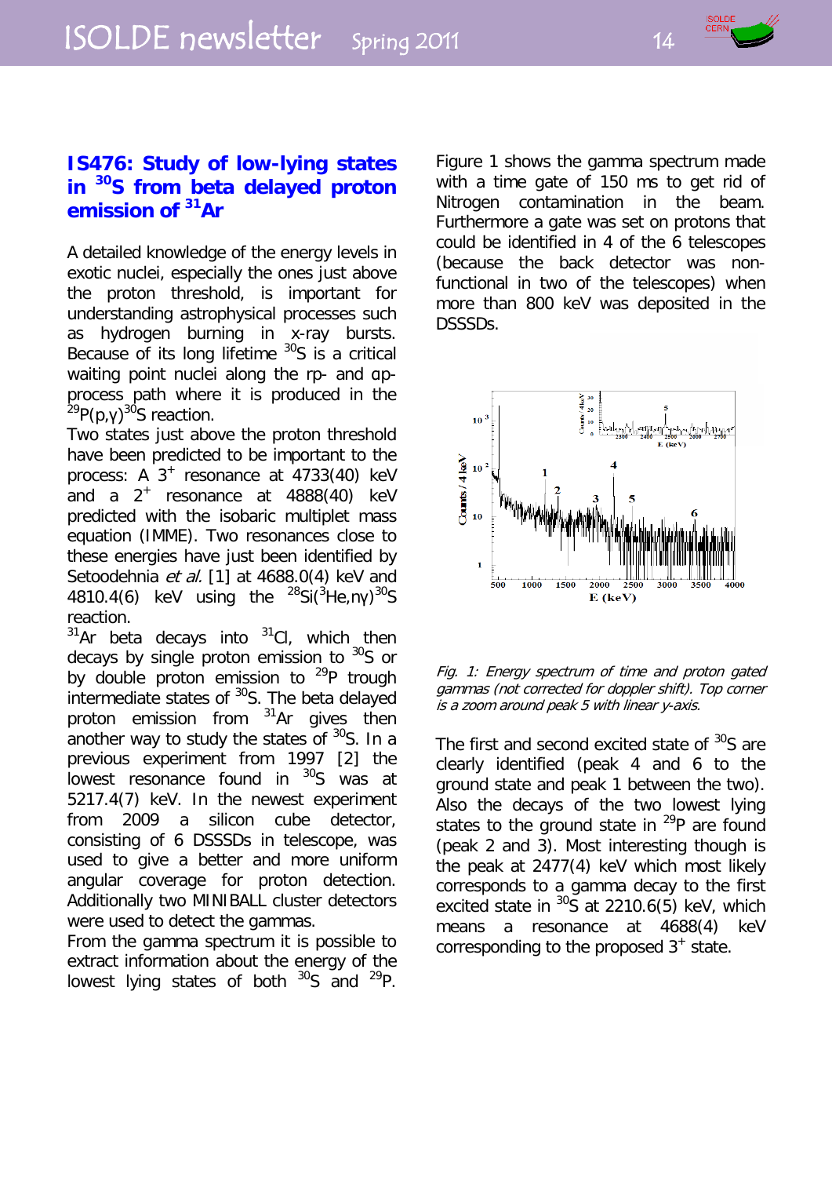## IS476: Study of low-lying states in $^{30}$S from beta delayed proton emission of $^{31}$Ar

A detailed knowledge of the energy levels in exotic nuclei, especially the ones just above the proton threshold, is important for understanding astrophysical processes such as hydrogen burning in x-ray bursts. Because of its long lifetime $^{30}$S is a critical waiting point nuclei along the rp- and αp-process path where it is produced in the $^{29}$P(p,γ)$^{30}$S reaction.

Two states just above the proton threshold have been predicted to be important to the process: A $3^+$ resonance at 4733(40) keV and a $2^+$ resonance at 4888(40) keV predicted with the isobaric multiplet mass equation (IMME). Two resonances close to these energies have just been identified by Setoodehnia *et al.* [1] at 4688.0(4) keV and 4810.4(6) keV using the $^{28}$Si($^{3}$He,nγ)$^{30}$S reaction.

$^{31}$Ar beta decays into $^{31}$Cl, which then decays by single proton emission to $^{30}$S or by double proton emission to $^{29}$P trough intermediate states of $^{30}$S. The beta delayed proton emission from $^{31}$Ar gives then another way to study the states of $^{30}$S. In a previous experiment from 1997 [2] the lowest resonance found in $^{30}$S was at 5217.4(7) keV. In the newest experiment from 2009 a silicon cube detector, consisting of 6 DSSSDs in telescope, was used to give a better and more uniform angular coverage for proton detection. Additionally two MINIBALL cluster detectors were used to detect the gammas.

From the gamma spectrum it is possible to extract information about the energy of the lowest lying states of both $^{30}$S and $^{29}$P.

Figure 1 shows the gamma spectrum made with a time gate of 150 ms to get rid of Nitrogen contamination in the beam. Furthermore a gate was set on protons that could be identified in 4 of the 6 telescopes (because the back detector was non-functional in two of the telescopes) when more than 800 keV was deposited in the DSSSDs.

*Fig. 1: Energy spectrum of time and proton gated gammas (not corrected for doppler shift). Top corner is a zoom around peak 5 with linear y-axis.*

The first and second excited state of $^{30}$S are clearly identified (peak 4 and 6 to the ground state and peak 1 between the two). Also the decays of the two lowest lying states to the ground state in $^{29}$P are found (peak 2 and 3). Most interesting though is the peak at 2477(4) keV which most likely corresponds to a gamma decay to the first excited state in $^{30}$S at 2210.6(5) keV, which means a resonance at 4688(4) keV corresponding to the proposed $3^+$ state.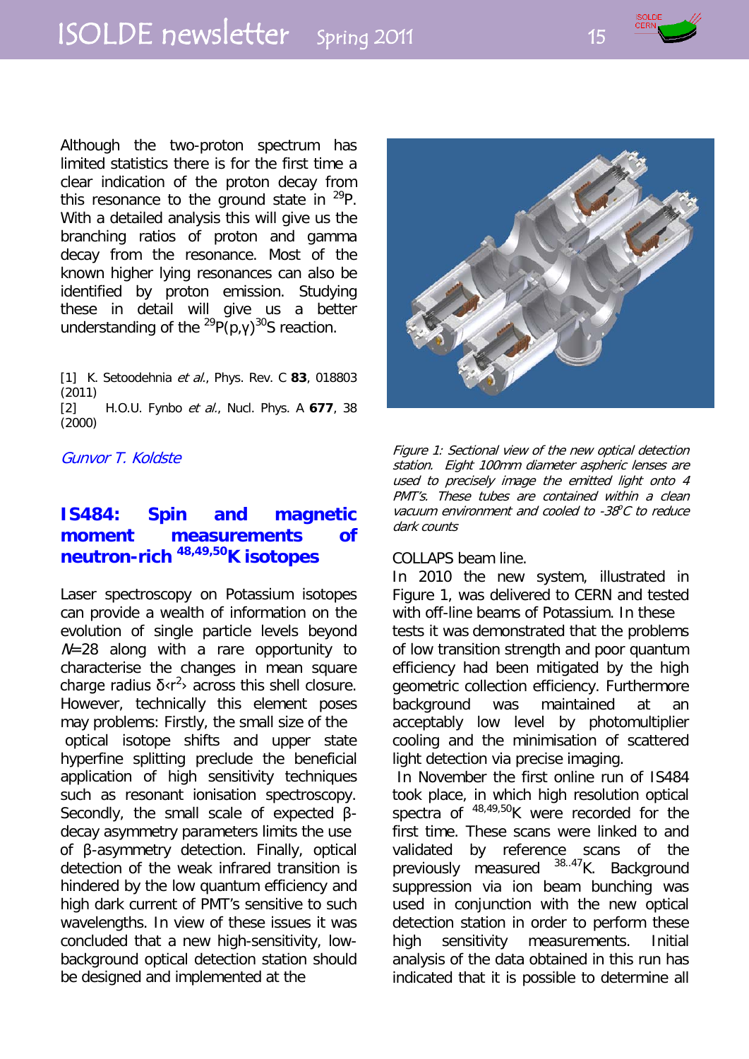Although the two-proton spectrum has limited statistics there is for the first time a clear indication of the proton decay from this resonance to the ground state in $^{29}$P. With a detailed analysis this will give us the branching ratios of proton and gamma decay from the resonance. Most of the known higher lying resonances can also be identified by proton emission. Studying these in detail will give us a better understanding of the $^{29}$P(p,γ)$^{30}$S reaction.

[1] K. Setoodehnia *et al.*, Phys. Rev. C **83**, 018803 (2011)
[2] H.O.U. Fynbo *et al.*, Nucl. Phys. A **677**, 38 (2000)

*Gunvor T. Koldste*

## IS484: Spin and magnetic moment measurements of neutron-rich $^{48,49,50}$K isotopes

Laser spectroscopy on Potassium isotopes can provide a wealth of information on the evolution of single particle levels beyond *N*=28 along with a rare opportunity to characterise the changes in mean square charge radius $\delta\langle r^2\rangle$ across this shell closure. However, technically this element poses may problems: Firstly, the small size of the optical isotope shifts and upper state hyperfine splitting preclude the beneficial application of high sensitivity techniques such as resonant ionisation spectroscopy. Secondly, the small scale of expected β-decay asymmetry parameters limits the use of β-asymmetry detection. Finally, optical detection of the weak infrared transition is hindered by the low quantum efficiency and high dark current of PMT's sensitive to such wavelengths. In view of these issues it was concluded that a new high-sensitivity, low-background optical detection station should be designed and implemented at the COLLAPS beam line.

*Figure 1: Sectional view of the new optical detection station. Eight 100mm diameter aspheric lenses are used to precisely image the emitted light onto 4 PMT's. These tubes are contained within a clean vacuum environment and cooled to -38°C to reduce dark counts*

In 2010 the new system, illustrated in Figure 1, was delivered to CERN and tested with off-line beams of Potassium. In these tests it was demonstrated that the problems of low transition strength and poor quantum efficiency had been mitigated by the high geometric collection efficiency. Furthermore background was maintained at an acceptably low level by photomultiplier cooling and the minimisation of scattered light detection via precise imaging.

In November the first online run of IS484 took place, in which high resolution optical spectra of $^{48,49,50}$K were recorded for the first time. These scans were linked to and validated by reference scans of the previously measured $^{38..47}$K. Background suppression via ion beam bunching was used in conjunction with the new optical detection station in order to perform these high sensitivity measurements. Initial analysis of the data obtained in this run has indicated that it is possible to determine all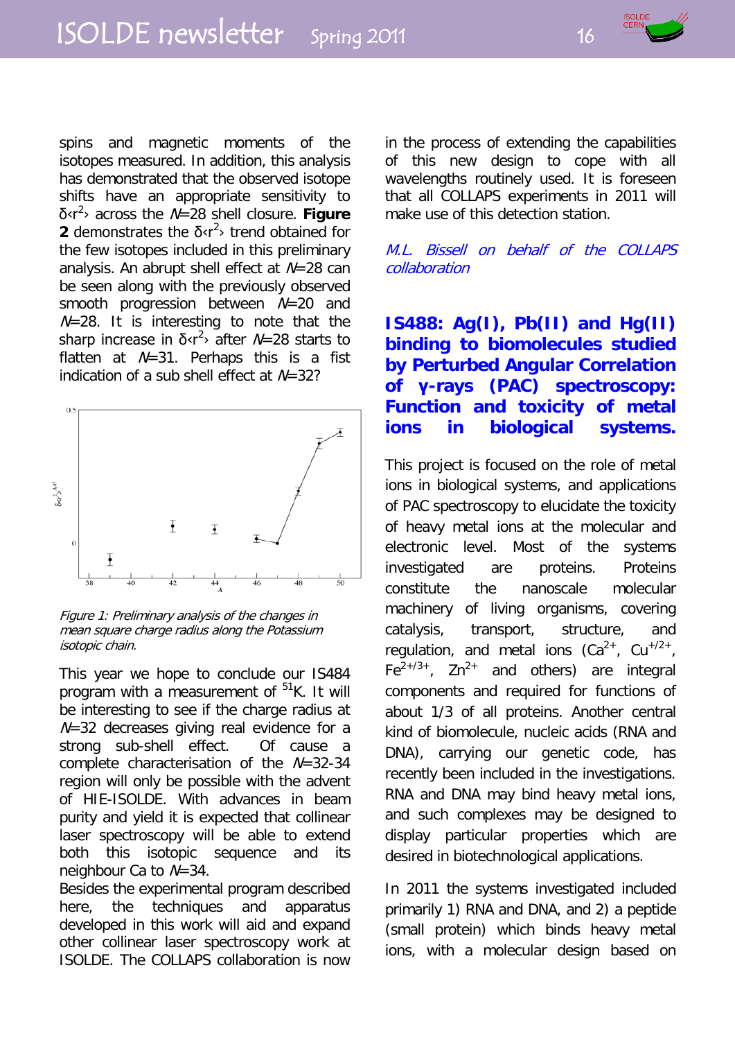spins and magnetic moments of the isotopes measured. In addition, this analysis has demonstrated that the observed isotope shifts have an appropriate sensitivity to $\delta\langle r^2\rangle$ across the *N*=28 shell closure. **Figure 2** demonstrates the $\delta\langle r^2\rangle$ trend obtained for the few isotopes included in this preliminary analysis. An abrupt shell effect at *N*=28 can be seen along with the previously observed smooth progression between *N*=20 and *N*=28. It is interesting to note that the sharp increase in $\delta\langle r^2\rangle$ after *N*=28 starts to flatten at *N*=31. Perhaps this is a fist indication of a sub shell effect at *N*=32?

*Figure 1: Preliminary analysis of the changes in mean square charge radius along the Potassium isotopic chain.*

This year we hope to conclude our IS484 program with a measurement of $^{51}$K. It will be interesting to see if the charge radius at *N*=32 decreases giving real evidence for a strong sub-shell effect. Of cause a complete characterisation of the *N*=32-34 region will only be possible with the advent of HIE-ISOLDE. With advances in beam purity and yield it is expected that collinear laser spectroscopy will be able to extend both this isotopic sequence and its neighbour Ca to *N*=34.

Besides the experimental program described here, the techniques and apparatus developed in this work will aid and expand other collinear laser spectroscopy work at ISOLDE. The COLLAPS collaboration is now in the process of extending the capabilities of this new design to cope with all wavelengths routinely used. It is foreseen that all COLLAPS experiments in 2011 will make use of this detection station.

*M.L. Bissell on behalf of the COLLAPS collaboration*

## IS488: Ag(I), Pb(II) and Hg(II) binding to biomolecules studied by Perturbed Angular Correlation of γ-rays (PAC) spectroscopy: Function and toxicity of metal ions in biological systems.

This project is focused on the role of metal ions in biological systems, and applications of PAC spectroscopy to elucidate the toxicity of heavy metal ions at the molecular and electronic level. Most of the systems investigated are proteins. Proteins constitute the nanoscale molecular machinery of living organisms, covering catalysis, transport, structure, and regulation, and metal ions ($Ca^{2+}$, $Cu^{+/2+}$, $Fe^{2+/3+}$, $Zn^{2+}$ and others) are integral components and required for functions of about 1/3 of all proteins. Another central kind of biomolecule, nucleic acids (RNA and DNA), carrying our genetic code, has recently been included in the investigations. RNA and DNA may bind heavy metal ions, and such complexes may be designed to display particular properties which are desired in biotechnological applications.

In 2011 the systems investigated included primarily 1) RNA and DNA, and 2) a peptide (small protein) which binds heavy metal ions, with a molecular design based on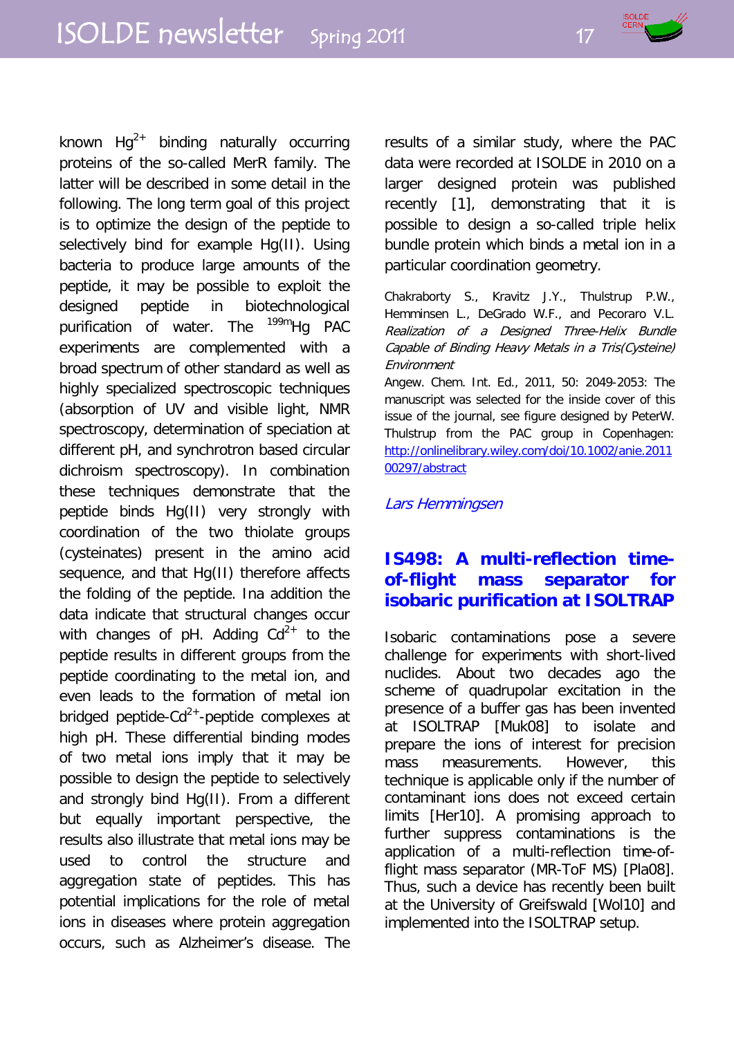known $Hg^{2+}$ binding naturally occurring proteins of the so-called MerR family. The latter will be described in some detail in the following. The long term goal of this project is to optimize the design of the peptide to selectively bind for example Hg(II). Using bacteria to produce large amounts of the peptide, it may be possible to exploit the designed peptide in biotechnological purification of water. The $^{199m}$Hg PAC experiments are complemented with a broad spectrum of other standard as well as highly specialized spectroscopic techniques (absorption of UV and visible light, NMR spectroscopy, determination of speciation at different pH, and synchrotron based circular dichroism spectroscopy). In combination these techniques demonstrate that the peptide binds Hg(II) very strongly with coordination of the two thiolate groups (cysteinates) present in the amino acid sequence, and that Hg(II) therefore affects the folding of the peptide. Ina addition the data indicate that structural changes occur with changes of pH. Adding $Cd^{2+}$ to the peptide results in different groups from the peptide coordinating to the metal ion, and even leads to the formation of metal ion bridged peptide-$Cd^{2+}$-peptide complexes at high pH. These differential binding modes of two metal ions imply that it may be possible to design the peptide to selectively and strongly bind Hg(II). From a different but equally important perspective, the results also illustrate that metal ions may be used to control the structure and aggregation state of peptides. This has potential implications for the role of metal ions in diseases where protein aggregation occurs, such as Alzheimer's disease. The results of a similar study, where the PAC data were recorded at ISOLDE in 2010 on a larger designed protein was published recently [1], demonstrating that it is possible to design a so-called triple helix bundle protein which binds a metal ion in a particular coordination geometry.

Chakraborty S., Kravitz J.Y., Thulstrup P.W., Hemminsen L., DeGrado W.F., and Pecoraro V.L. *Realization of a Designed Three-Helix Bundle Capable of Binding Heavy Metals in a Tris(Cysteine) Environment*
Angew. Chem. Int. Ed., 2011, 50: 2049-2053: The manuscript was selected for the inside cover of this issue of the journal, see figure designed by PeterW. Thulstrup from the PAC group in Copenhagen: http://onlinelibrary.wiley.com/doi/10.1002/anie.201100297/abstract

*Lars Hemmingsen*

## IS498: A multi-reflection time-of-flight mass separator for isobaric purification at ISOLTRAP

Isobaric contaminations pose a severe challenge for experiments with short-lived nuclides. About two decades ago the scheme of quadrupolar excitation in the presence of a buffer gas has been invented at ISOLTRAP [Muk08] to isolate and prepare the ions of interest for precision mass measurements. However, this technique is applicable only if the number of contaminant ions does not exceed certain limits [Her10]. A promising approach to further suppress contaminations is the application of a multi-reflection time-of-flight mass separator (MR-ToF MS) [Pla08]. Thus, such a device has recently been built at the University of Greifswald [Wol10] and implemented into the ISOLTRAP setup.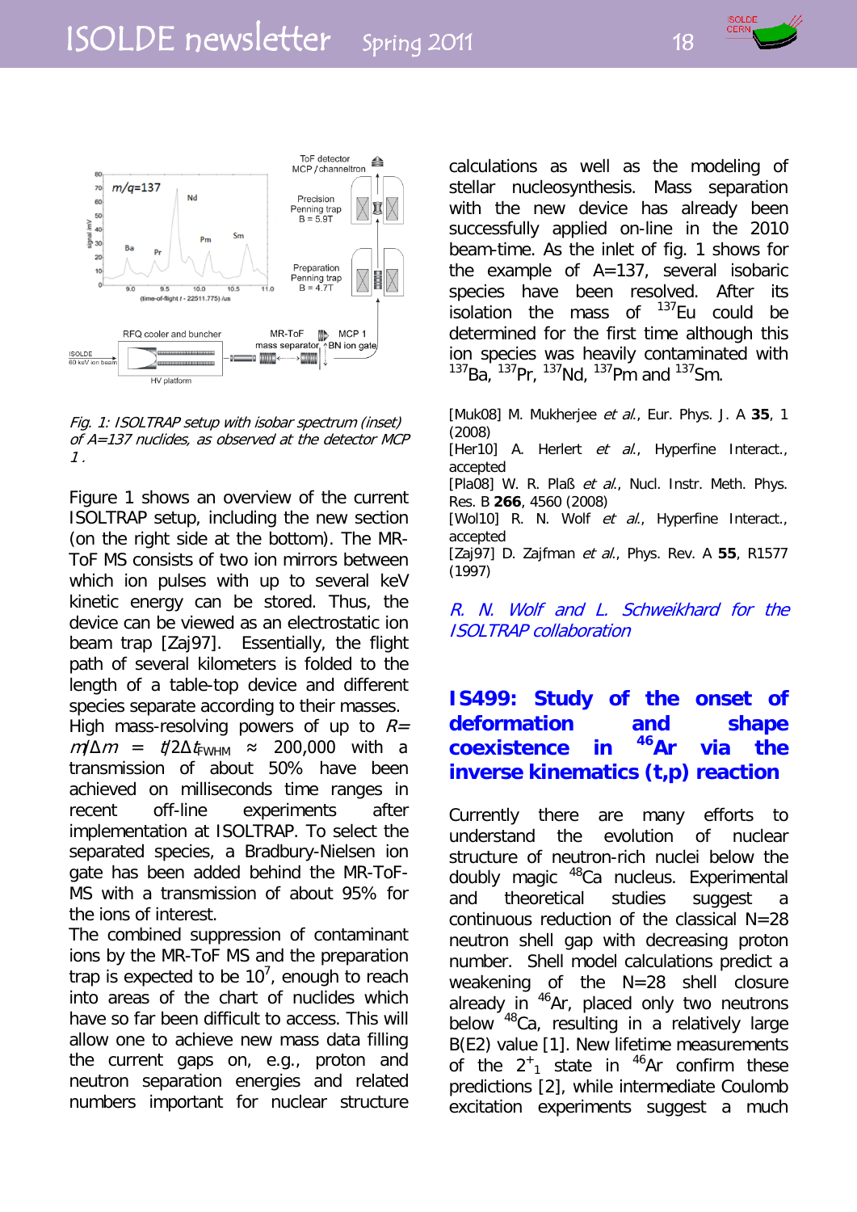*Fig. 1: ISOLTRAP setup with isobar spectrum (inset) of A=137 nuclides, as observed at the detector MCP 1.*

Figure 1 shows an overview of the current ISOLTRAP setup, including the new section (on the right side at the bottom). The MR-ToF MS consists of two ion mirrors between which ion pulses with up to several keV kinetic energy can be stored. Thus, the device can be viewed as an electrostatic ion beam trap [Zaj97]. Essentially, the flight path of several kilometers is folded to the length of a table-top device and different species separate according to their masses. High mass-resolving powers of up to $R = m/\Delta m = t/2\Delta t_{FWHM} \approx 200{,}000$ with a transmission of about 50% have been achieved on milliseconds time ranges in recent off-line experiments after implementation at ISOLTRAP. To select the separated species, a Bradbury-Nielsen ion gate has been added behind the MR-ToF-MS with a transmission of about 95% for the ions of interest.

The combined suppression of contaminant ions by the MR-ToF MS and the preparation trap is expected to be $10^7$, enough to break into areas of the chart of nuclides which have so far been difficult to access. This will allow one to achieve new mass data filling the current gaps on, e.g., proton and neutron separation energies and related numbers important for nuclear structure calculations as well as the modeling of stellar nucleosynthesis. Mass separation with the new device has already been successfully applied on-line in the 2010 beam-time. As the inlet of fig. 1 shows for the example of A=137, several isobaric species have been resolved. After its isolation the mass of $^{137}$Eu could be determined for the first time although this ion species was heavily contaminated with $^{137}$Ba, $^{137}$Pr, $^{137}$Nd, $^{137}$Pm and $^{137}$Sm.

[Muk08] M. Mukherjee *et al.*, Eur. Phys. J. A **35**, 1 (2008)
[Her10] A. Herlert *et al.*, Hyperfine Interact., accepted
[Pla08] W. R. Plaß *et al.*, Nucl. Instr. Meth. Phys. Res. B **266**, 4560 (2008)
[Wol10] R. N. Wolf *et al.*, Hyperfine Interact., accepted
[Zaj97] D. Zajfman *et al.*, Phys. Rev. A **55**, R1577 (1997)

*R. N. Wolf and L. Schweikhard for the ISOLTRAP collaboration*

## IS499: Study of the onset of deformation and shape coexistence in $^{46}$Ar via the inverse kinematics (t,p) reaction

Currently there are many efforts to understand the evolution of nuclear structure of neutron-rich nuclei below the doubly magic $^{48}$Ca nucleus. Experimental and theoretical studies suggest a continuous reduction of the classical N=28 neutron shell gap with decreasing proton number. Shell model calculations predict a weakening of the N=28 shell closure already in $^{46}$Ar, placed only two neutrons below $^{48}$Ca, resulting in a relatively large B(E2) value [1]. New lifetime measurements of the $2^+_1$ state in $^{46}$Ar confirm these predictions [2], while intermediate Coulomb excitation experiments suggest a much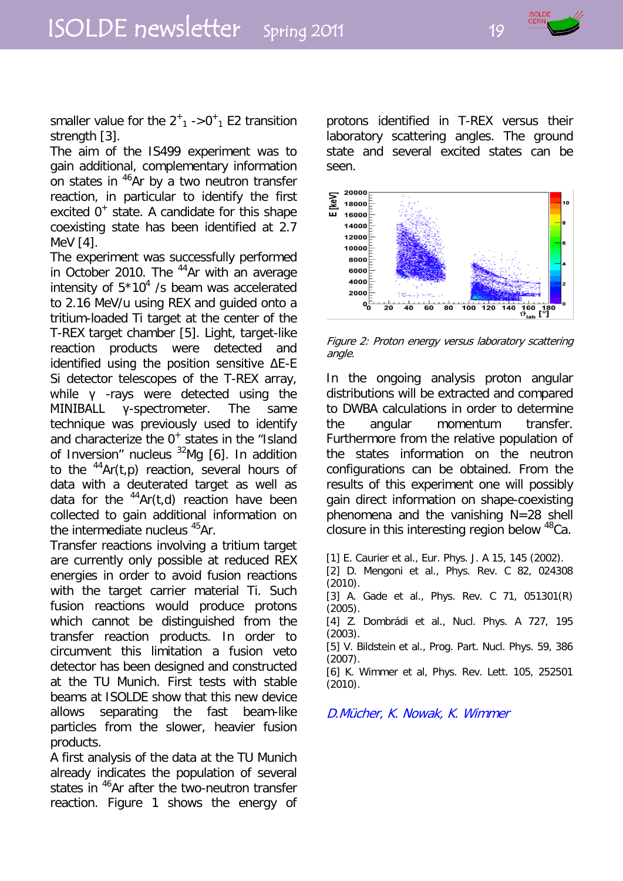smaller value for the $2^+_1 \rightarrow 0^+_1$ E2 transition strength [3].

The aim of the IS499 experiment was to gain additional, complementary information on states in $^{46}$Ar by a two neutron transfer reaction, in particular to identify the first excited $0^+$ state. A candidate for this shape coexisting state has been identified at 2.7 MeV [4].

The experiment was successfully performed in October 2010. The $^{44}$Ar with an average intensity of $5 \cdot 10^4$ /s beam was accelerated to 2.16 MeV/u using REX and guided onto a tritium-loaded Ti target at the center of the T-REX target chamber [5]. Light, target-like reaction products were detected and identified using the position sensitive ΔE-E Si detector telescopes of the T-REX array, while γ -rays were detected using the MINIBALL γ-spectrometer. The same technique was previously used to identify and characterize the $0^+$ states in the "Island of Inversion" nucleus $^{32}$Mg [6]. In addition to the $^{44}$Ar(t,p) reaction, several hours of data with a deuterated target as well as data for the $^{44}$Ar(t,d) reaction have been collected to gain additional information on the intermediate nucleus $^{45}$Ar.

Transfer reactions involving a tritium target are currently only possible at reduced REX energies in order to avoid fusion reactions with the target carrier material Ti. Such fusion reactions would produce protons which cannot be distinguished from the transfer reaction products. In order to circumvent this limitation a fusion veto detector has been designed and constructed at the TU Munich. First tests with stable beams at ISOLDE show that this new device allows separating the fast beam-like particles from the slower, heavier fusion products.

A first analysis of the data at the TU Munich already indicates the population of several states in $^{46}$Ar after the two-neutron transfer reaction. Figure 1 shows the energy of protons identified in T-REX versus their laboratory scattering angles. The ground state and several excited states can be seen.

*Figure 2: Proton energy versus laboratory scattering angle.*

In the ongoing analysis proton angular distributions will be extracted and compared to DWBA calculations in order to determine the angular momentum transfer. Furthermore from the relative population of the states information on the neutron configurations can be obtained. From the results of this experiment one will possibly gain direct information on shape-coexisting phenomena and the vanishing N=28 shell closure in this interesting region below $^{48}$Ca.

[1] E. Caurier et al., Eur. Phys. J. A 15, 145 (2002).
[2] D. Mengoni et al., Phys. Rev. C 82, 024308 (2010).
[3] A. Gade et al., Phys. Rev. C 71, 051301(R) (2005).
[4] Z. Dombrádi et al., Nucl. Phys. A 727, 195 (2003).
[5] V. Bildstein et al., Prog. Part. Nucl. Phys. 59, 386 (2007).
[6] K. Wimmer et al, Phys. Rev. Lett. 105, 252501 (2010).

*D.Mücher, K. Nowak, K. Wimmer*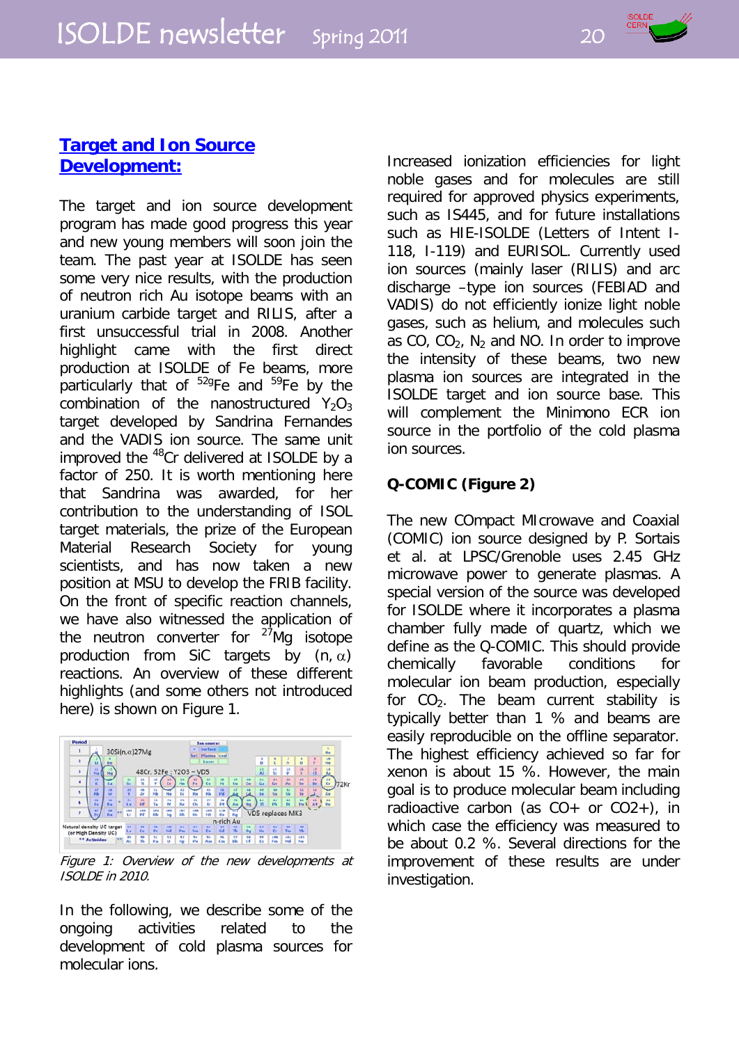## Target and Ion Source Development:

The target and ion source development program has made good progress this year and new young members will soon join the team. The past year at ISOLDE has seen some very nice results, with the production of neutron rich Au isotope beams with an uranium carbide target and RILIS, after a first unsuccessful trial in 2008. Another highlight came with the first direct production at ISOLDE of Fe beams, more particularly that of $^{52g}$Fe and $^{59}$Fe by the combination of the nanostructured $Y_2O_3$ target developed by Sandrina Fernandes and the VADIS ion source. The same unit improved the $^{48}$Cr delivered at ISOLDE by a factor of 250. It is worth mentioning here that Sandrina was awarded, for her contribution to the understanding of ISOL target materials, the prize of the European Material Research Society for young scientists, and has now taken a new position at MSU to develop the FRIB facility. On the front of specific reaction channels, we have also witnessed the application of the neutron converter for $^{27}$Mg isotope production from SiC targets by (n, $\alpha$) reactions. An overview of these different highlights (and some others not introduced here) is shown on Figure 1.

*Figure 1: Overview of the new developments at ISOLDE in 2010.*

In the following, we describe some of the ongoing activities related to the development of cold plasma sources for molecular ions.

Increased ionization efficiencies for light noble gases and for molecules are still required for approved physics experiments, such as IS445, and for future installations such as HIE-ISOLDE (Letters of Intent I-118, I-119) and EURISOL. Currently used ion sources (mainly laser (RILIS) and arc discharge –type ion sources (FEBIAD and VADIS) do not efficiently ionize light noble gases, such as helium, and molecules such as CO, $CO_2$, $N_2$ and NO. In order to improve the intensity of these beams, two new plasma ion sources are integrated in the ISOLDE target and ion source base. This will complement the Minimono ECR ion source in the portfolio of the cold plasma ion sources.

**Q-COMIC (Figure 2)**

The new COmpact MIcrowave and Coaxial (COMIC) ion source designed by P. Sortais et al. at LPSC/Grenoble uses 2.45 GHz microwave power to generate plasmas. A special version of the source was developed for ISOLDE where it incorporates a plasma chamber fully made of quartz, which we define as the Q-COMIC. This should provide chemically favorable conditions for molecular ion beam production, especially for $CO_2$. The beam current stability is typically better than 1 % and beams are easily reproducible on the offline separator. The highest efficiency achieved so far for xenon is about 15 %. However, the main goal is to produce molecular beam including radioactive carbon (as CO+ or CO2+), in which case the efficiency was measured to be about 0.2 %. Several directions for the improvement of these results are under investigation.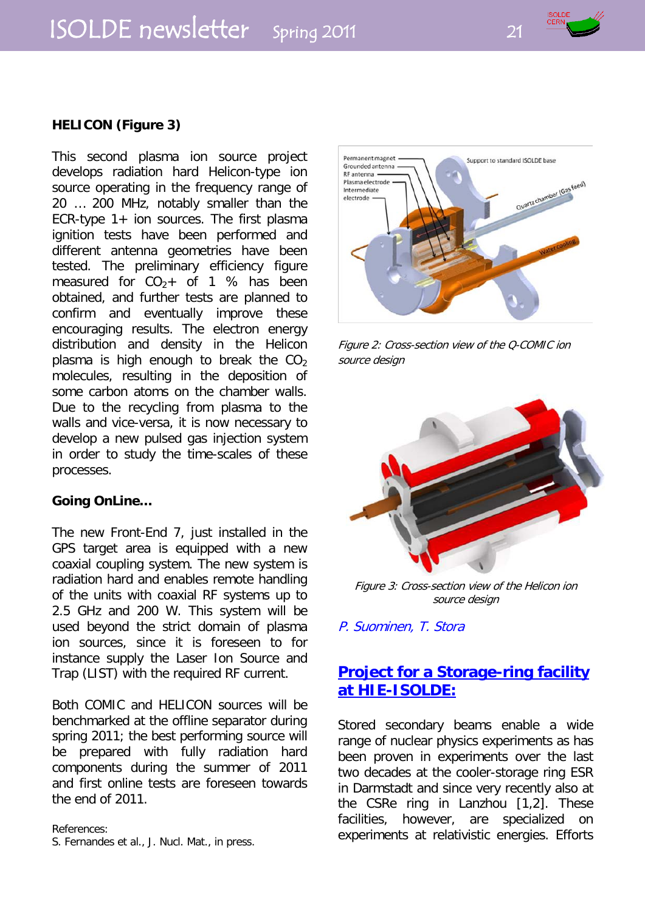**HELICON (Figure 3)**

This second plasma ion source project develops radiation hard Helicon-type ion source operating in the frequency range of 20 … 200 MHz, notably smaller than the ECR-type 1+ ion sources. The first plasma ignition tests have been performed and different antenna geometries have been tested. The preliminary efficiency figure measured for $CO_2$+ of 1 % has been obtained, and further tests are planned to confirm and eventually improve these encouraging results. The electron energy distribution and density in the Helicon plasma is high enough to break the $CO_2$ molecules, resulting in the deposition of some carbon atoms on the chamber walls. Due to the recycling from plasma to the walls and vice-versa, it is now necessary to develop a new pulsed gas injection system in order to study the time-scales of these processes.

**Going OnLine…**

The new Front-End 7, just installed in the GPS target area is equipped with a new coaxial coupling system. The new system is radiation hard and enables remote handling of the units with coaxial RF systems up to 2.5 GHz and 200 W. This system will be used beyond the strict domain of plasma ion sources, since it is foreseen to for instance supply the Laser Ion Source and Trap (LIST) with the required RF current.

Both COMIC and HELICON sources will be benchmarked at the offline separator during spring 2011; the best performing source will be prepared with fully radiation hard components during the summer of 2011 and first online tests are foreseen towards the end of 2011.

References:
S. Fernandes et al., J. Nucl. Mat., in press.

*Figure 2: Cross-section view of the Q-COMIC ion source design*

*Figure 3: Cross-section view of the Helicon ion source design*

*P. Suominen, T. Stora*

## Project for a Storage-ring facility at HIE-ISOLDE:

Stored secondary beams enable a wide range of nuclear physics experiments as has been proven in experiments over the last two decades at the cooler-storage ring ESR in Darmstadt and since very recently also at the CSRe ring in Lanzhou [1,2]. These facilities, however, are specialized on experiments at relativistic energies. Efforts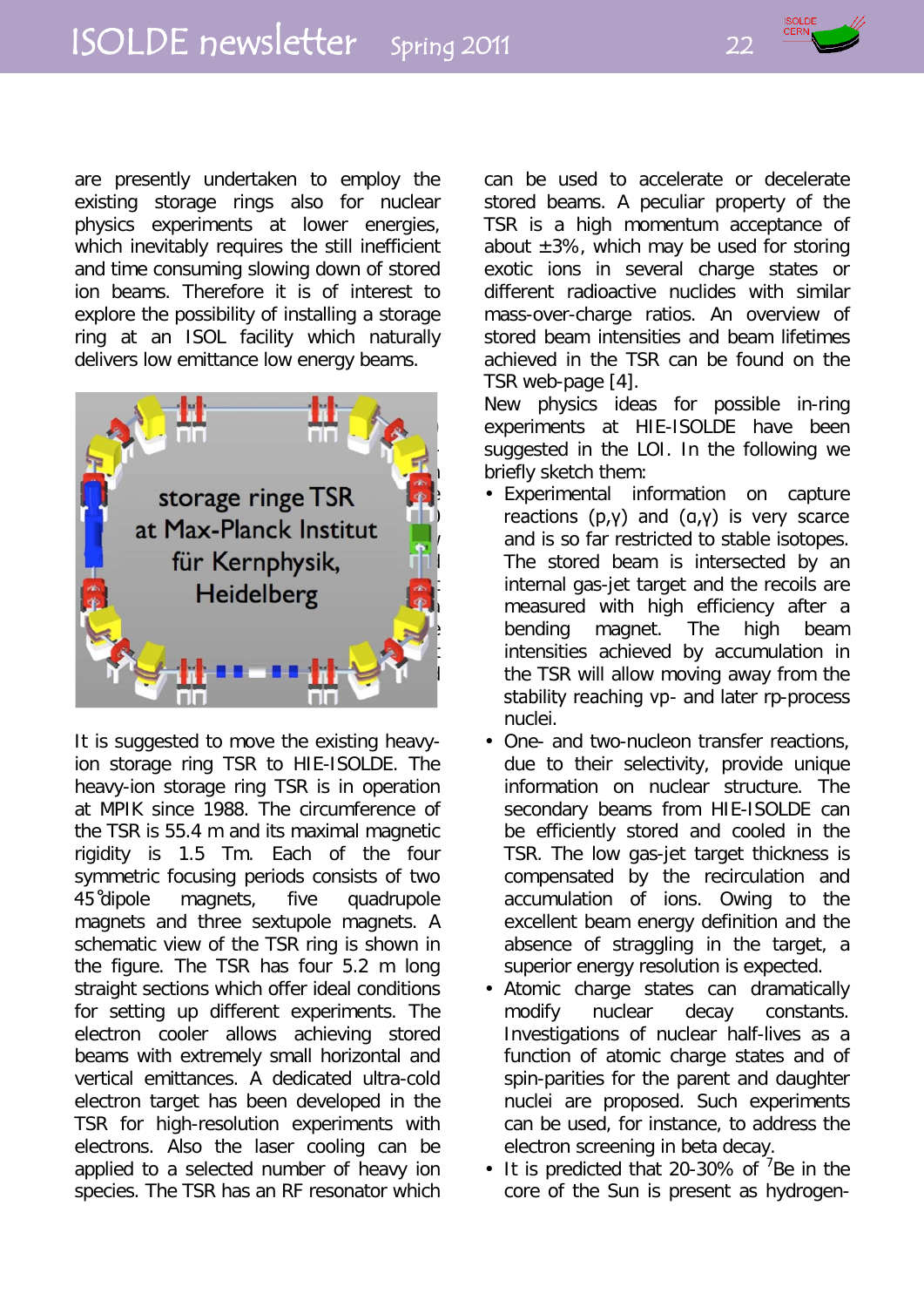are presently undertaken to employ the existing storage rings also for nuclear physics experiments at lower energies, which inevitably requires the still inefficient and time consuming slowing down of stored ion beams. Therefore it is of interest to explore the possibility of installing a storage ring at an ISOL facility which naturally delivers low emittance low energy beams.

storage ringe TSR at Max-Planck Institut für Kernphysik, Heidelberg

It is suggested to move the existing heavy-ion storage ring TSR to HIE-ISOLDE. The heavy-ion storage ring TSR is in operation at MPIK since 1988. The circumference of the TSR is 55.4 m and its maximal magnetic rigidity is 1.5 Tm. Each of the four symmetric focusing periods consists of two 45° dipole magnets, five quadrupole magnets and three sextupole magnets. A schematic view of the TSR ring is shown in the figure. The TSR has four 5.2 m long straight sections which offer ideal conditions for setting up different experiments. The electron cooler allows achieving stored beams with extremely small horizontal and vertical emittances. A dedicated ultra-cold electron target has been developed in the TSR for high-resolution experiments with electrons. Also the laser cooling can be applied to a selected number of heavy ion species. The TSR has an RF resonator which can be used to accelerate or decelerate stored beams. A peculiar property of the TSR is a high momentum acceptance of about ±3%, which may be used for storing exotic ions in several charge states or different radioactive nuclides with similar mass-over-charge ratios. An overview of stored beam intensities and beam lifetimes achieved in the TSR can be found on the TSR web-page [4].

New physics ideas for possible in-ring experiments at HIE-ISOLDE have been suggested in the LOI. In the following we briefly sketch them:

- Experimental information on capture reactions (p,γ) and (α,γ) is very scarce and is so far restricted to stable isotopes. The stored beam is intersected by an internal gas-jet target and the recoils are measured with high efficiency after a bending magnet. The high beam intensities achieved by accumulation in the TSR will allow moving away from the stability reaching vp- and later rp-process nuclei.
- One- and two-nucleon transfer reactions, due to their selectivity, provide unique information on nuclear structure. The secondary beams from HIE-ISOLDE can be efficiently stored and cooled in the TSR. The low gas-jet target thickness is compensated by the recirculation and accumulation of ions. Owing to the excellent beam energy definition and the absence of straggling in the target, a superior energy resolution is expected.
- Atomic charge states can dramatically modify nuclear decay constants. Investigations of nuclear half-lives as a function of atomic charge states and of spin-parities for the parent and daughter nuclei are proposed. Such experiments can be used, for instance, to address the electron screening in beta decay.
- It is predicted that 20-30% of $^{7}$Be in the core of the Sun is present as hydrogen-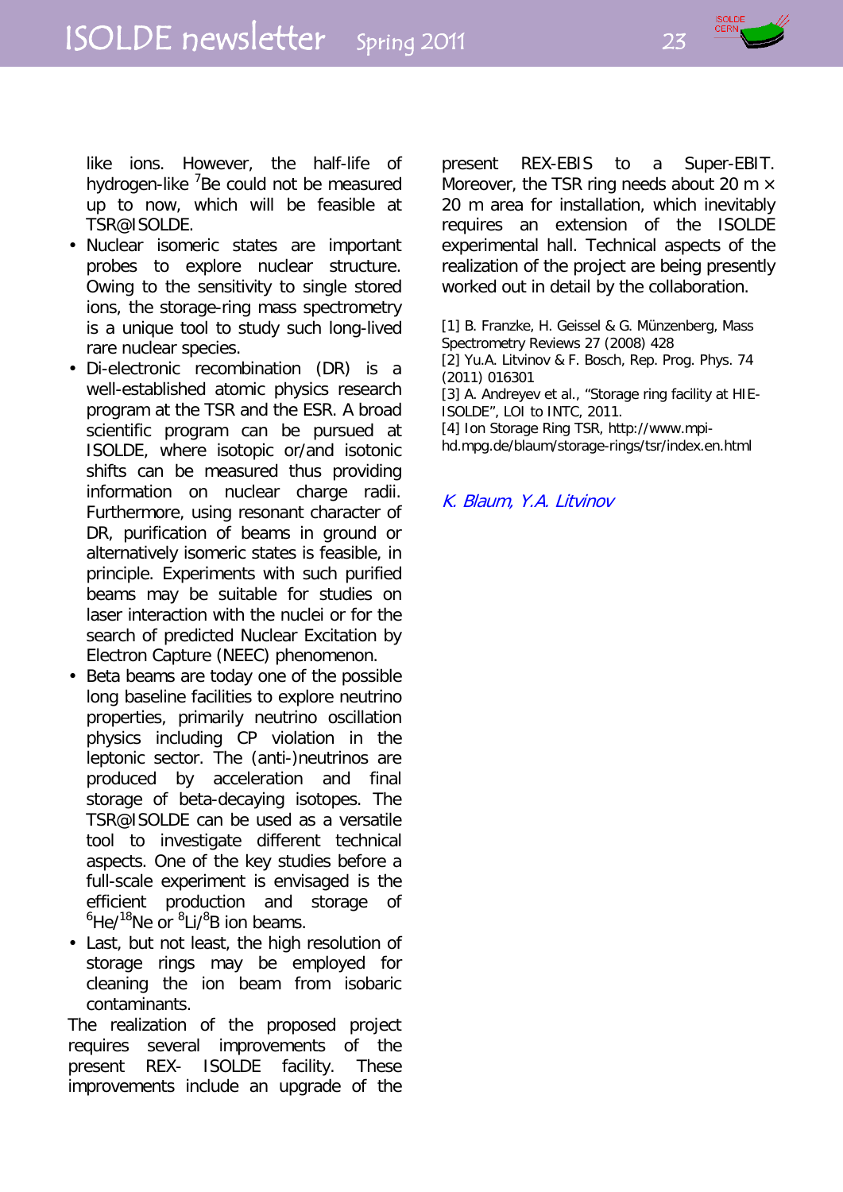like ions. However, the half-life of hydrogen-like $^{7}$Be could not be measured up to now, which will be feasible at TSR@ISOLDE.

- Nuclear isomeric states are important probes to explore nuclear structure. Owing to the sensitivity to single stored ions, the storage-ring mass spectrometry is a unique tool to study such long-lived rare nuclear species.
- Di-electronic recombination (DR) is a well-established atomic physics research program at the TSR and the ESR. A broad scientific program can be pursued at ISOLDE, where isotopic or/and isotonic shifts can be measured thus providing information on nuclear charge radii. Furthermore, using resonant character of DR, purification of beams in ground or alternatively isomeric states is feasible, in principle. Experiments with such purified beams may be suitable for studies on laser interaction with the nuclei or for the search of predicted Nuclear Excitation by Electron Capture (NEEC) phenomenon.
- Beta beams are today one of the possible long baseline facilities to explore neutrino properties, primarily neutrino oscillation physics including CP violation in the leptonic sector. The (anti-)neutrinos are produced by acceleration and final storage of beta-decaying isotopes. The TSR@ISOLDE can be used as a versatile tool to investigate different technical aspects. One of the key studies before a full-scale experiment is envisaged is the efficient production and storage of $^{6}$He/$^{18}$Ne or $^{8}$Li/$^{8}$B ion beams.
- Last, but not least, the high resolution of storage rings may be employed for cleaning the ion beam from isobaric contaminants.

The realization of the proposed project requires several improvements of the present REX- ISOLDE facility. These improvements include an upgrade of the present REX-EBIS to a Super-EBIT. Moreover, the TSR ring needs about 20 m × 20 m area for installation, which inevitably requires an extension of the ISOLDE experimental hall. Technical aspects of the realization of the project are being presently worked out in detail by the collaboration.

[1] B. Franzke, H. Geissel & G. Münzenberg, Mass Spectrometry Reviews 27 (2008) 428
[2] Yu.A. Litvinov & F. Bosch, Rep. Prog. Phys. 74 (2011) 016301
[3] A. Andreyev et al., "Storage ring facility at HIE-ISOLDE", LOI to INTC, 2011.
[4] Ion Storage Ring TSR, http://www.mpi-hd.mpg.de/blaum/storage-rings/tsr/index.en.html

*K. Blaum, Y.A. Litvinov*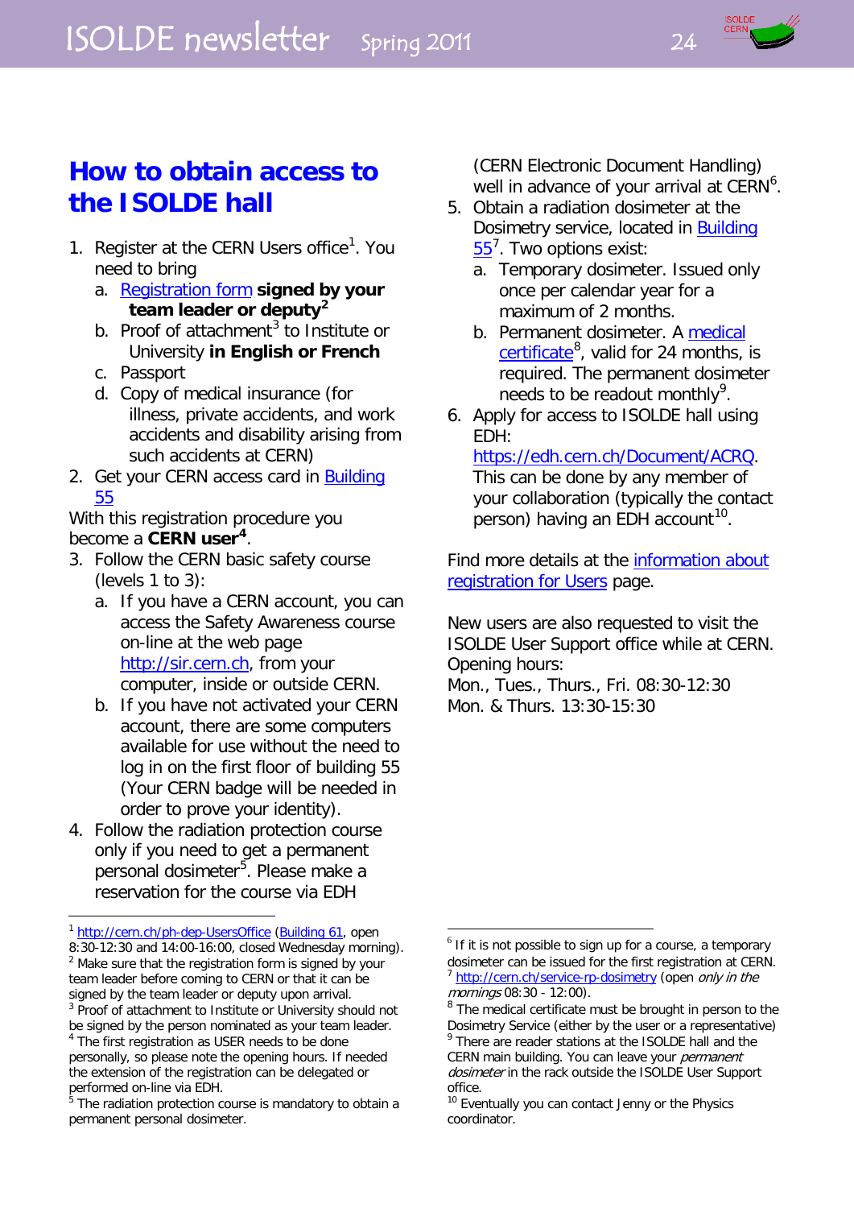# How to obtain access to the ISOLDE hall

1. Register at the CERN Users office[1]. You need to bring
   a. Registration form **signed by your team leader or deputy**[2]
   b. Proof of attachment[3] to Institute or University **in English or French**
   c. Passport
   d. Copy of medical insurance (for illness, private accidents, and work accidents and disability arising from such accidents at CERN)
2. Get your CERN access card in Building 55

With this registration procedure you become a **CERN user**[4].

3. Follow the CERN basic safety course (levels 1 to 3):
   a. If you have a CERN account, you can access the Safety Awareness course on-line at the web page http://sir.cern.ch, from your computer, inside or outside CERN.
   b. If you have not activated your CERN account, there are some computers available for use without the need to log in on the first floor of building 55 (Your CERN badge will be needed in order to prove your identity).
4. Follow the radiation protection course only if you need to get a permanent personal dosimeter[5]. Please make a reservation for the course via EDH (CERN Electronic Document Handling) well in advance of your arrival at CERN[6].
5. Obtain a radiation dosimeter at the Dosimetry service, located in Building 55[7]. Two options exist:
   a. Temporary dosimeter. Issued only once per calendar year for a maximum of 2 months.
   b. Permanent dosimeter. A medical certificate[8], valid for 24 months, is required. The permanent dosimeter needs to be readout monthly[9].
6. Apply for access to ISOLDE hall using EDH: https://edh.cern.ch/Document/ACRQ. This can be done by any member of your collaboration (typically the contact person) having an EDH account[10].

Find more details at the information about registration for Users page.

New users are also requested to visit the ISOLDE User Support office while at CERN. Opening hours:
Mon., Tues., Thurs., Fri. 08:30-12:30
Mon. & Thurs. 13:30-15:30

---

[1] http://cern.ch/ph-dep-UsersOffice (Building 61, open 8:30-12:30 and 14:00-16:00, closed Wednesday morning).
[2] Make sure that the registration form is signed by your team leader before coming to CERN or that it can be signed by the team leader or deputy upon arrival.
[3] Proof of attachment to Institute or University should not be signed by the person nominated as your team leader.
[4] The first registration as USER needs to be done personally, so please note the opening hours. If needed the extension of the registration can be delegated or performed on-line via EDH.
[5] The radiation protection course is mandatory to obtain a permanent personal dosimeter.
[6] If it is not possible to sign up for a course, a temporary dosimeter can be issued for the first registration at CERN.
[7] http://cern.ch/service-rp-dosimetry (open *only in the mornings* 08:30 - 12:00).
[8] The medical certificate must be brought in person to the Dosimetry Service (either by the user or a representative)
[9] There are reader stations at the ISOLDE hall and the CERN main building. You can leave your *permanent dosimeter* in the rack outside the ISOLDE User Support office.
[10] Eventually you can contact Jenny or the Physics coordinator.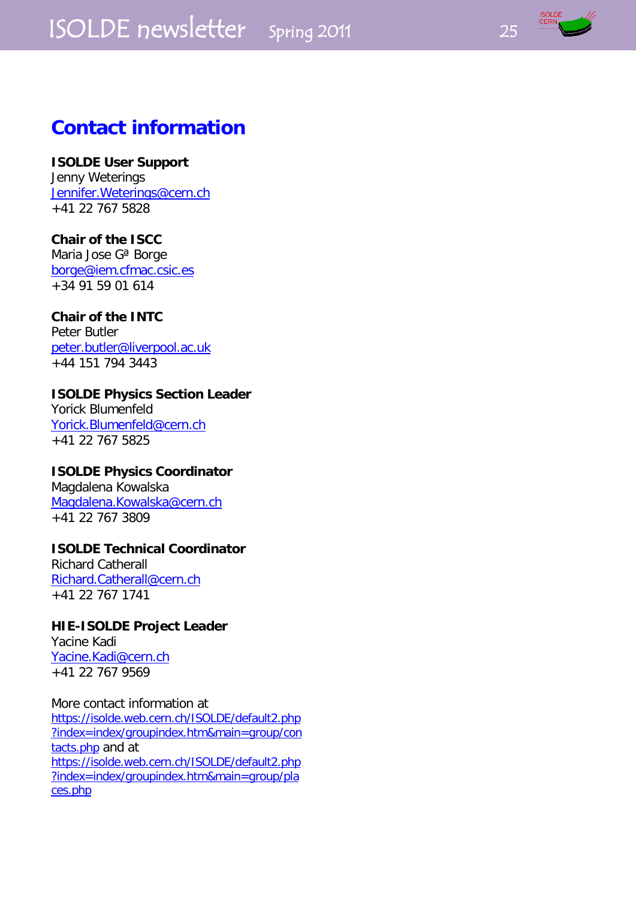# Contact information

**ISOLDE User Support**
Jenny Weterings
Jennifer.Weterings@cern.ch
+41 22 767 5828

**Chair of the ISCC**
Maria Jose Gª Borge
borge@iem.cfmac.csic.es
+34 91 59 01 614

**Chair of the INTC**
Peter Butler
peter.butler@liverpool.ac.uk
+44 151 794 3443

**ISOLDE Physics Section Leader**
Yorick Blumenfeld
Yorick.Blumenfeld@cern.ch
+41 22 767 5825

**ISOLDE Physics Coordinator**
Magdalena Kowalska
Magdalena.Kowalska@cern.ch
+41 22 767 3809

**ISOLDE Technical Coordinator**
Richard Catherall
Richard.Catherall@cern.ch
+41 22 767 1741

**HIE-ISOLDE Project Leader**
Yacine Kadi
Yacine.Kadi@cern.ch
+41 22 767 9569

More contact information at https://isolde.web.cern.ch/ISOLDE/default2.php?index=index/groupindex.htm&main=group/contacts.php and at https://isolde.web.cern.ch/ISOLDE/default2.php?index=index/groupindex.htm&main=group/places.php